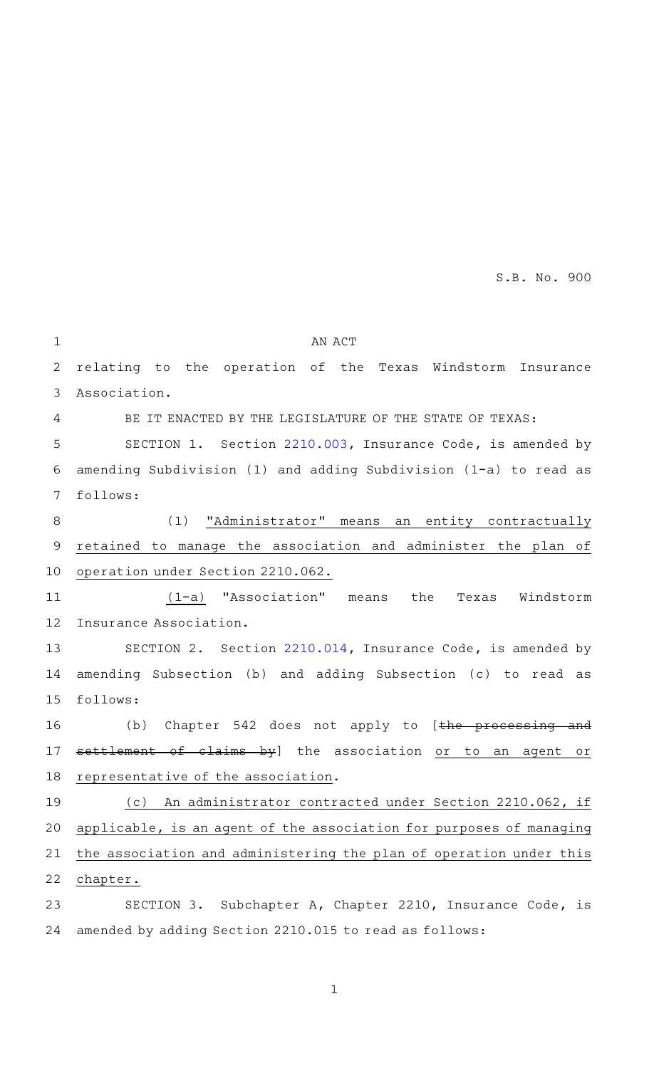S.B. No. 900

AN ACT

relating to the operation of the Texas Windstorm Insurance Association.

BE IT ENACTED BY THE LEGISLATURE OF THE STATE OF TEXAS:

SECTION 1. Section 2210.003, Insurance Code, is amended by amending Subdivision (1) and adding Subdivision (1-a) to read as follows:

(1) "Administrator" means an entity contractually retained to manage the association and administer the plan of operation under Section 2210.062.

(1-a) "Association" means the Texas Windstorm Insurance Association.

SECTION 2. Section 2210.014, Insurance Code, is amended by amending Subsection (b) and adding Subsection (c) to read as follows:

(b) Chapter 542 does not apply to [~~the processing and settlement of claims by~~] the association or to an agent or representative of the association.

(c) An administrator contracted under Section 2210.062, if applicable, is an agent of the association for purposes of managing the association and administering the plan of operation under this chapter.

SECTION 3. Subchapter A, Chapter 2210, Insurance Code, is amended by adding Section 2210.015 to read as follows: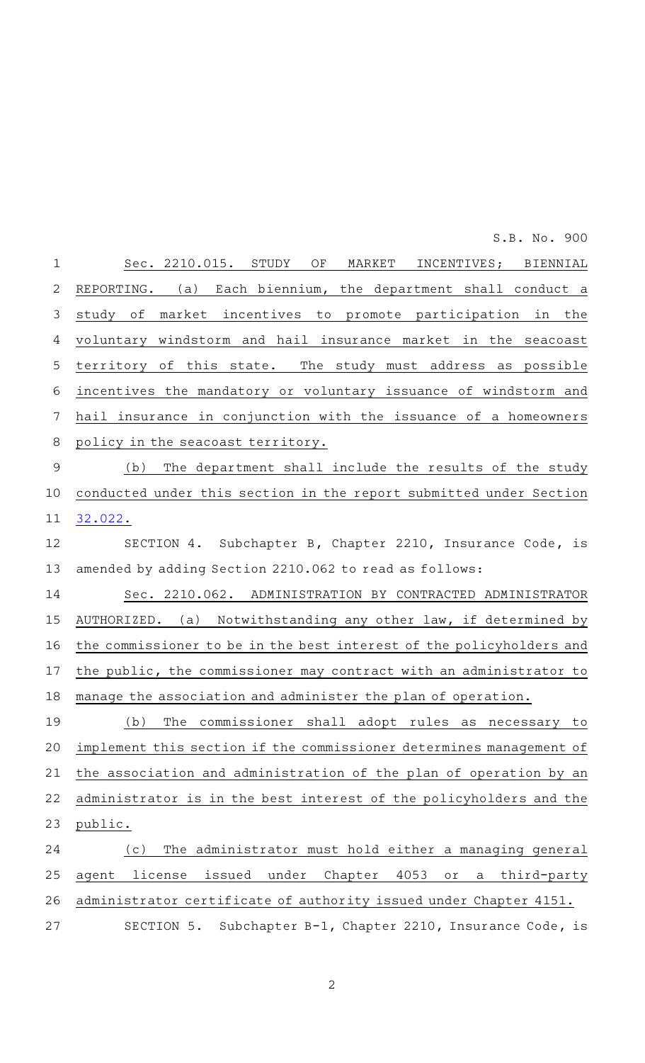Sec. 2210.015. STUDY OF MARKET INCENTIVES; BIENNIAL REPORTING. (a) Each biennium, the department shall conduct a study of market incentives to promote participation in the voluntary windstorm and hail insurance market in the seacoast territory of this state. The study must address as possible incentives the mandatory or voluntary issuance of windstorm and hail insurance in conjunction with the issuance of a homeowners policy in the seacoast territory.

(b) The department shall include the results of the study conducted under this section in the report submitted under Section 32.022.

SECTION 4. Subchapter B, Chapter 2210, Insurance Code, is amended by adding Section 2210.062 to read as follows:

Sec. 2210.062. ADMINISTRATION BY CONTRACTED ADMINISTRATOR AUTHORIZED. (a) Notwithstanding any other law, if determined by the commissioner to be in the best interest of the policyholders and the public, the commissioner may contract with an administrator to manage the association and administer the plan of operation.

(b) The commissioner shall adopt rules as necessary to implement this section if the commissioner determines management of the association and administration of the plan of operation by an administrator is in the best interest of the policyholders and the public.

(c) The administrator must hold either a managing general agent license issued under Chapter 4053 or a third-party administrator certificate of authority issued under Chapter 4151.

SECTION 5. Subchapter B-1, Chapter 2210, Insurance Code, is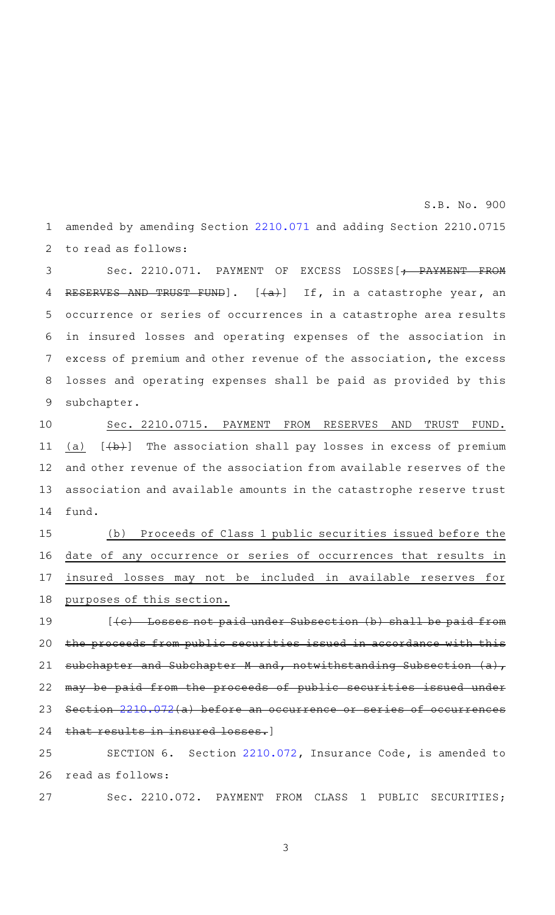amended by amending Section 2210.071 and adding Section 2210.0715 to read as follows:

Sec. 2210.071. PAYMENT OF EXCESS LOSSES[~~; PAYMENT FROM RESERVES AND TRUST FUND~~]. [~~(a)~~] If, in a catastrophe year, an occurrence or series of occurrences in a catastrophe area results in insured losses and operating expenses of the association in excess of premium and other revenue of the association, the excess losses and operating expenses shall be paid as provided by this subchapter.

<u>Sec. 2210.0715. PAYMENT FROM RESERVES AND TRUST FUND.</u> <u>(a)</u> [~~(b)~~] The association shall pay losses in excess of premium and other revenue of the association from available reserves of the association and available amounts in the catastrophe reserve trust fund.

<u>(b) Proceeds of Class 1 public securities issued before the date of any occurrence or series of occurrences that results in insured losses may not be included in available reserves for purposes of this section.</u>

[~~(c) Losses not paid under Subsection (b) shall be paid from the proceeds from public securities issued in accordance with this subchapter and Subchapter M and, notwithstanding Subsection (a), may be paid from the proceeds of public securities issued under Section 2210.072(a) before an occurrence or series of occurrences that results in insured losses.~~]

SECTION 6. Section 2210.072, Insurance Code, is amended to read as follows:

Sec. 2210.072. PAYMENT FROM CLASS 1 PUBLIC SECURITIES;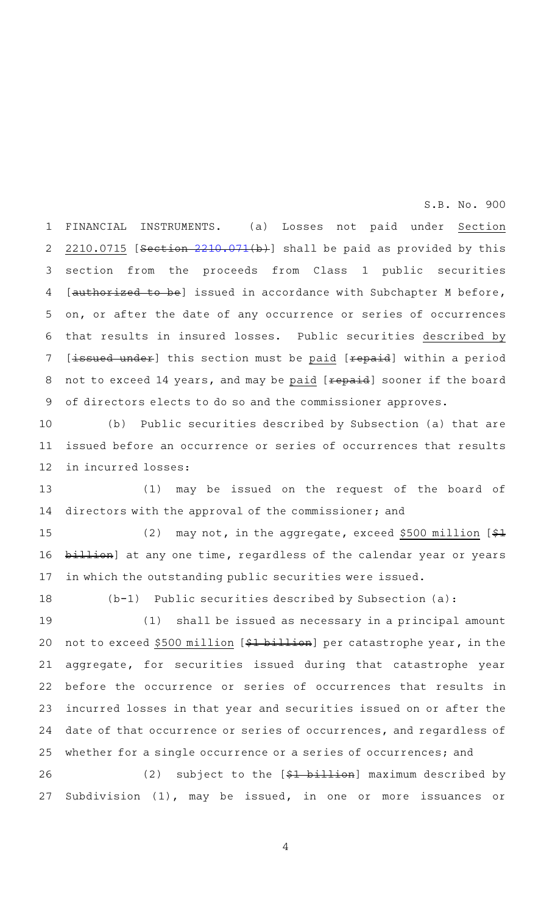FINANCIAL INSTRUMENTS. (a) Losses not paid under Section 2210.0715 [~~Section 2210.071(b)~~] shall be paid as provided by this section from the proceeds from Class 1 public securities [~~authorized to be~~] issued in accordance with Subchapter M before, on, or after the date of any occurrence or series of occurrences that results in insured losses. Public securities described by [~~issued under~~] this section must be paid [~~repaid~~] within a period not to exceed 14 years, and may be paid [~~repaid~~] sooner if the board of directors elects to do so and the commissioner approves.

(b) Public securities described by Subsection (a) that are issued before an occurrence or series of occurrences that results in incurred losses:

(1) may be issued on the request of the board of directors with the approval of the commissioner; and

(2) may not, in the aggregate, exceed $500 million [~~$1 billion~~] at any one time, regardless of the calendar year or years in which the outstanding public securities were issued.

(b-1) Public securities described by Subsection (a):

(1) shall be issued as necessary in a principal amount not to exceed $500 million [~~$1 billion~~] per catastrophe year, in the aggregate, for securities issued during that catastrophe year before the occurrence or series of occurrences that results in incurred losses in that year and securities issued on or after the date of that occurrence or series of occurrences, and regardless of whether for a single occurrence or a series of occurrences; and

(2) subject to the [~~$1 billion~~] maximum described by Subdivision (1), may be issued, in one or more issuances or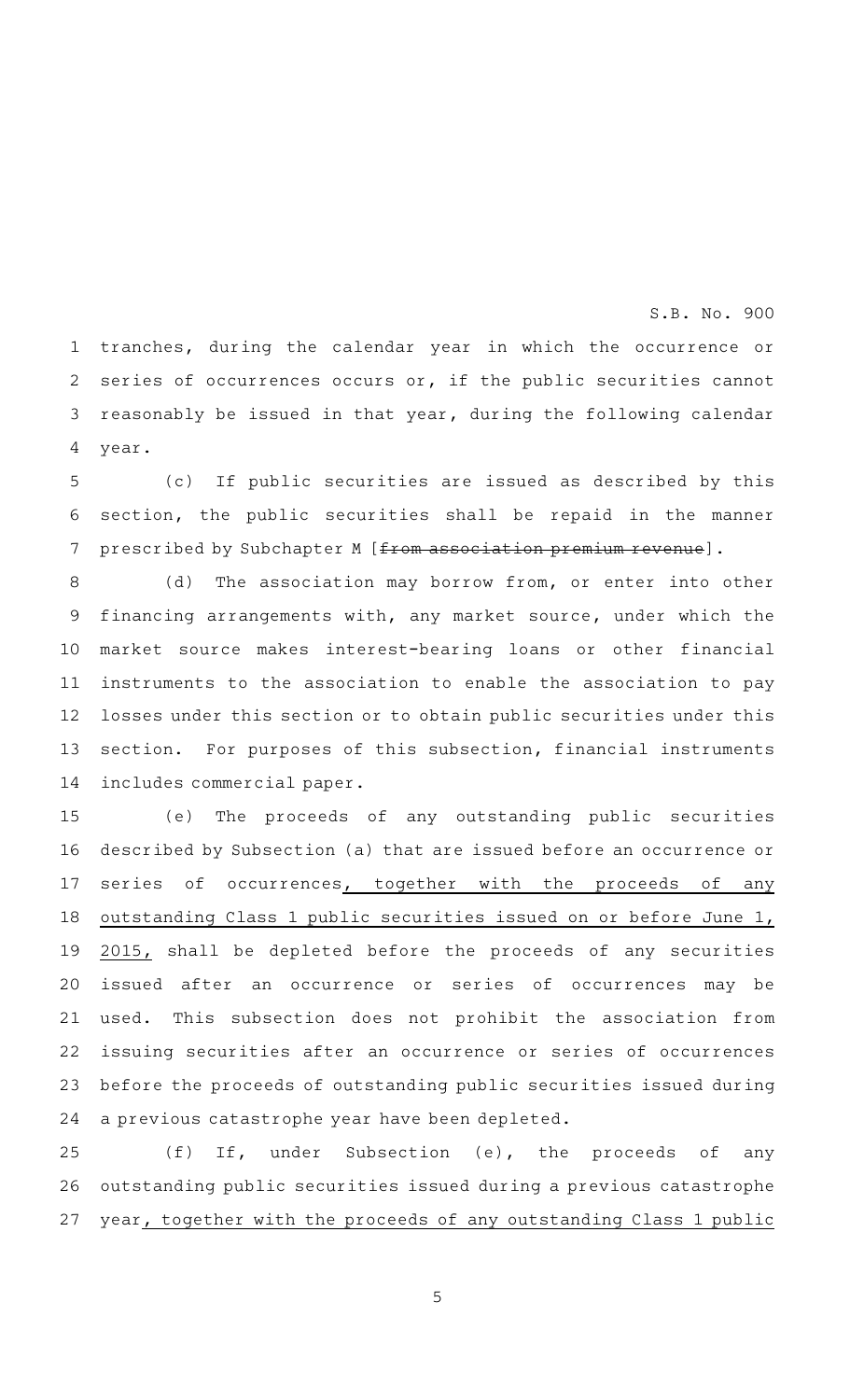tranches, during the calendar year in which the occurrence or series of occurrences occurs or, if the public securities cannot reasonably be issued in that year, during the following calendar year.

(c) If public securities are issued as described by this section, the public securities shall be repaid in the manner prescribed by Subchapter M [~~from association premium revenue~~].

(d) The association may borrow from, or enter into other financing arrangements with, any market source, under which the market source makes interest-bearing loans or other financial instruments to the association to enable the association to pay losses under this section or to obtain public securities under this section. For purposes of this subsection, financial instruments includes commercial paper.

(e) The proceeds of any outstanding public securities described by Subsection (a) that are issued before an occurrence or series of occurrences, together with the proceeds of any outstanding Class 1 public securities issued on or before June 1, 2015, shall be depleted before the proceeds of any securities issued after an occurrence or series of occurrences may be used. This subsection does not prohibit the association from issuing securities after an occurrence or series of occurrences before the proceeds of outstanding public securities issued during a previous catastrophe year have been depleted.

(f) If, under Subsection (e), the proceeds of any outstanding public securities issued during a previous catastrophe year, together with the proceeds of any outstanding Class 1 public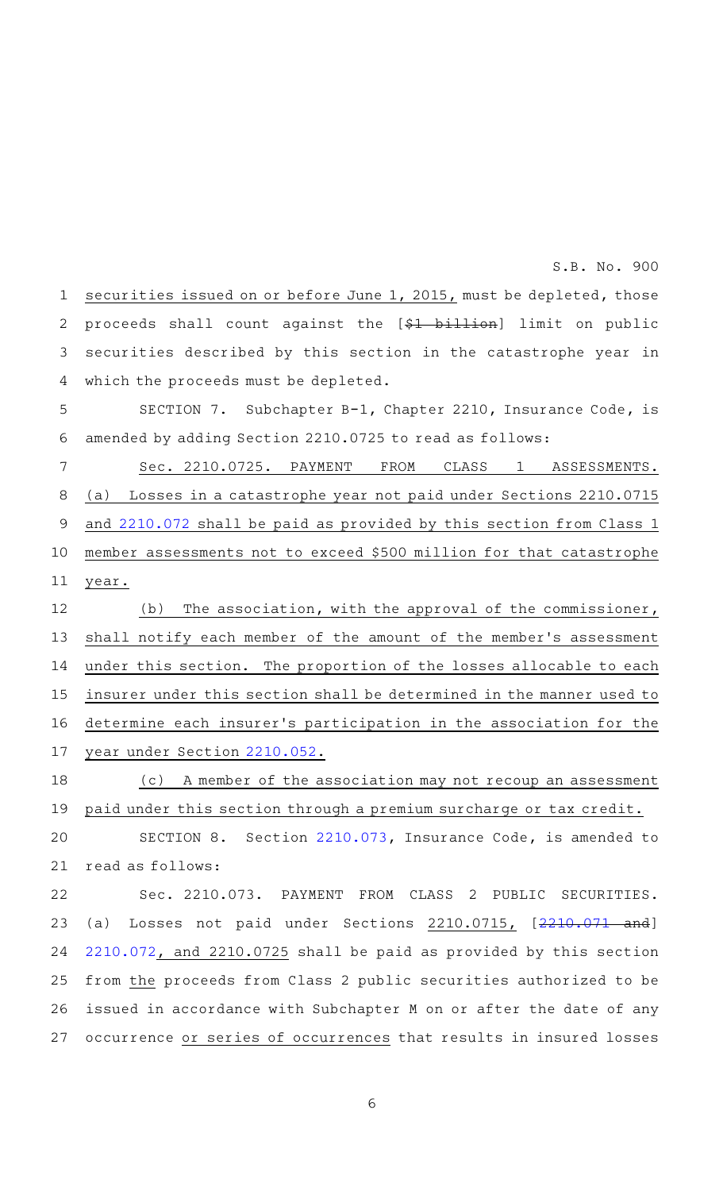securities issued on or before June 1, 2015, must be depleted, those proceeds shall count against the [~~$1 billion~~] limit on public securities described by this section in the catastrophe year in which the proceeds must be depleted.

SECTION 7. Subchapter B-1, Chapter 2210, Insurance Code, is amended by adding Section 2210.0725 to read as follows:

<u>Sec. 2210.0725. PAYMENT FROM CLASS 1 ASSESSMENTS. (a) Losses in a catastrophe year not paid under Sections 2210.0715 and 2210.072 shall be paid as provided by this section from Class 1 member assessments not to exceed $500 million for that catastrophe year.</u>

<u>(b) The association, with the approval of the commissioner, shall notify each member of the amount of the member's assessment under this section. The proportion of the losses allocable to each insurer under this section shall be determined in the manner used to determine each insurer's participation in the association for the year under Section 2210.052.</u>

<u>(c) A member of the association may not recoup an assessment paid under this section through a premium surcharge or tax credit.</u>

SECTION 8. Section 2210.073, Insurance Code, is amended to read as follows:

Sec. 2210.073. PAYMENT FROM CLASS 2 PUBLIC SECURITIES. (a) Losses not paid under Sections <u>2210.0715,</u> [~~2210.071 and~~] 2210.072<u>, and 2210.0725</u> shall be paid as provided by this section from <u>the</u> proceeds from Class 2 public securities authorized to be issued in accordance with Subchapter M on or after the date of any occurrence <u>or series of occurrences</u> that results in insured losses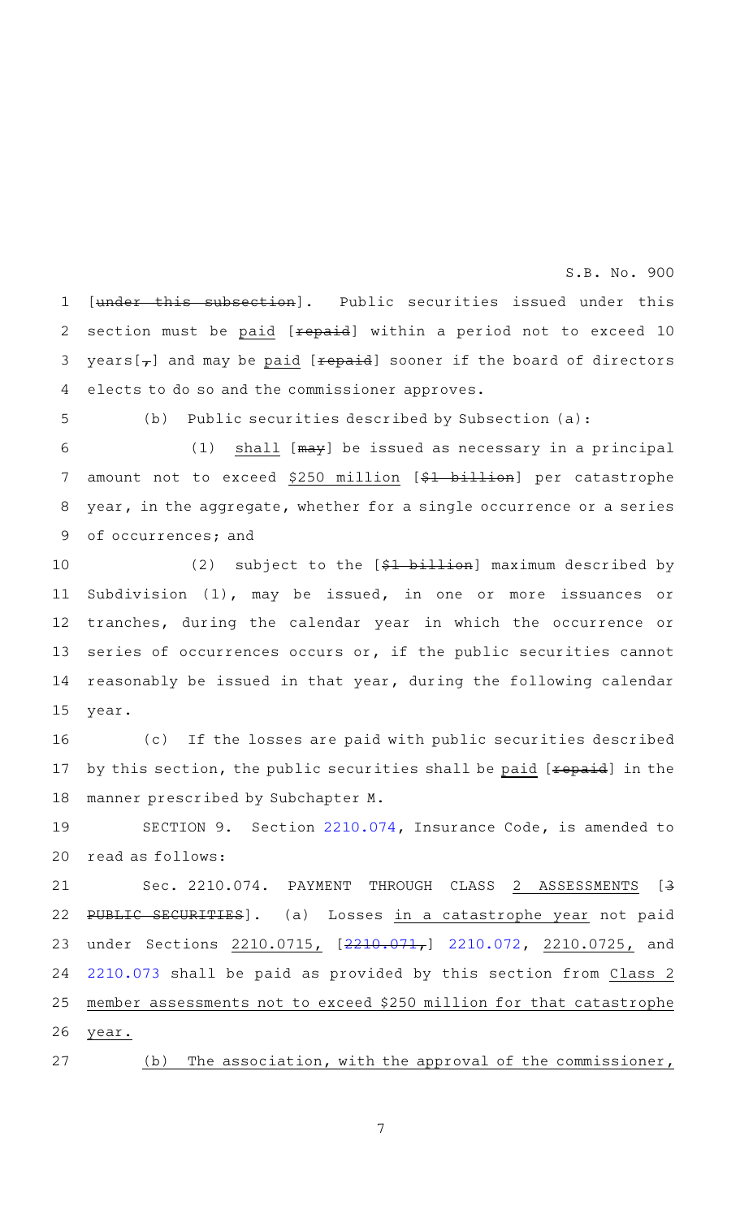[~~under this subsection~~]. Public securities issued under this section must be paid [~~repaid~~] within a period not to exceed 10 years[~~,~~] and may be paid [~~repaid~~] sooner if the board of directors elects to do so and the commissioner approves.

(b) Public securities described by Subsection (a):

(1) shall [~~may~~] be issued as necessary in a principal amount not to exceed $250 million [~~$1 billion~~] per catastrophe year, in the aggregate, whether for a single occurrence or a series of occurrences; and

(2) subject to the [~~$1 billion~~] maximum described by Subdivision (1), may be issued, in one or more issuances or tranches, during the calendar year in which the occurrence or series of occurrences occurs or, if the public securities cannot reasonably be issued in that year, during the following calendar year.

(c) If the losses are paid with public securities described by this section, the public securities shall be paid [~~repaid~~] in the manner prescribed by Subchapter M.

SECTION 9. Section 2210.074, Insurance Code, is amended to read as follows:

Sec. 2210.074. PAYMENT THROUGH CLASS 2 ASSESSMENTS [~~3 PUBLIC SECURITIES~~]. (a) Losses in a catastrophe year not paid under Sections 2210.0715, [~~2210.071,~~] 2210.072, 2210.0725, and 2210.073 shall be paid as provided by this section from Class 2 member assessments not to exceed $250 million for that catastrophe year.

(b) The association, with the approval of the commissioner,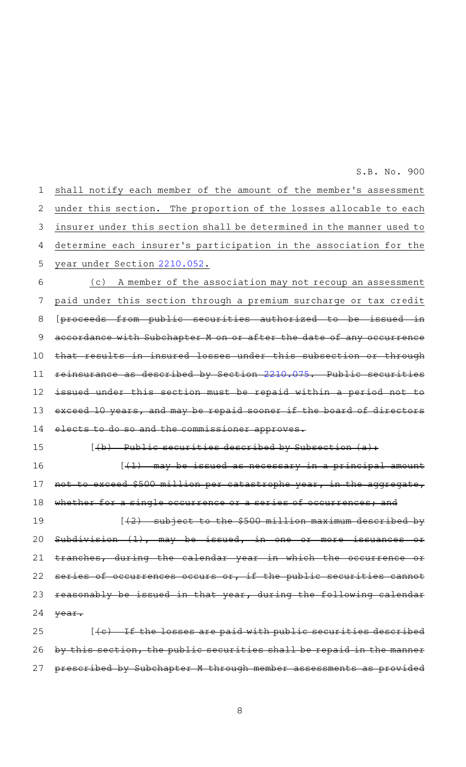shall notify each member of the amount of the member's assessment under this section. The proportion of the losses allocable to each insurer under this section shall be determined in the manner used to determine each insurer's participation in the association for the year under Section 2210.052.

(c) A member of the association may not recoup an assessment paid under this section through a premium surcharge or tax credit [~~proceeds from public securities authorized to be issued in accordance with Subchapter M on or after the date of any occurrence that results in insured losses under this subsection or through reinsurance as described by Section 2210.075. Public securities issued under this section must be repaid within a period not to exceed 10 years, and may be repaid sooner if the board of directors elects to do so and the commissioner approves.~~

[~~(b) Public securities described by Subsection (a):~~

[~~(1) may be issued as necessary in a principal amount not to exceed $500 million per catastrophe year, in the aggregate, whether for a single occurrence or a series of occurrences; and~~

[~~(2) subject to the $500 million maximum described by Subdivision (1), may be issued, in one or more issuances or tranches, during the calendar year in which the occurrence or series of occurrences occurs or, if the public securities cannot reasonably be issued in that year, during the following calendar year.~~

[~~(c) If the losses are paid with public securities described by this section, the public securities shall be repaid in the manner prescribed by Subchapter M through member assessments as provided~~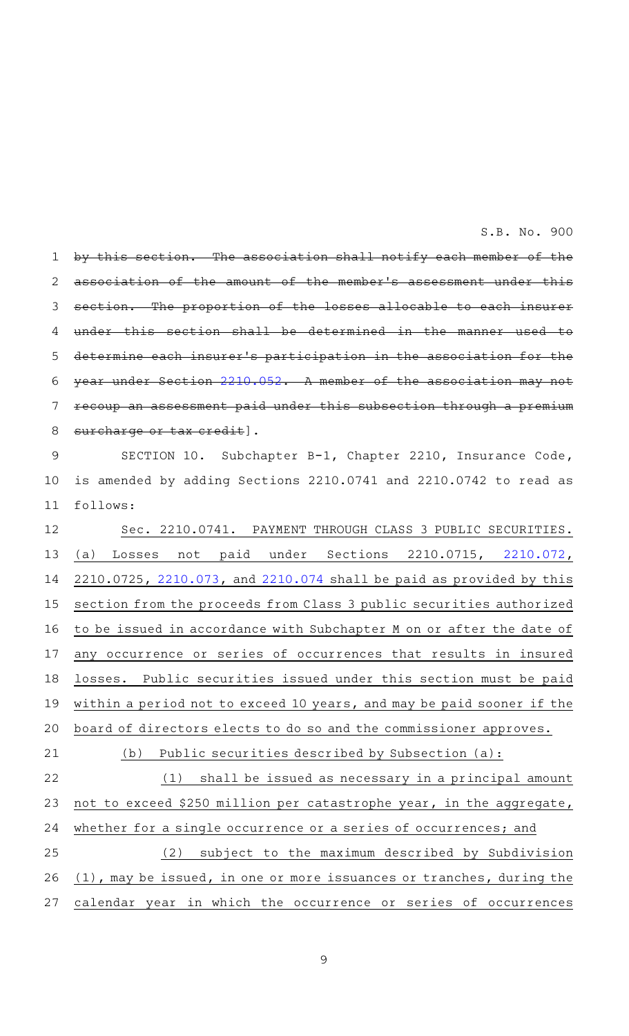~~by this section. The association shall notify each member of the association of the amount of the member's assessment under this section. The proportion of the losses allocable to each insurer under this section shall be determined in the manner used to determine each insurer's participation in the association for the year under Section 2210.052. A member of the association may not recoup an assessment paid under this subsection through a premium surcharge or tax credit~~].

SECTION 10. Subchapter B-1, Chapter 2210, Insurance Code, is amended by adding Sections 2210.0741 and 2210.0742 to read as follows:

<u>Sec. 2210.0741. PAYMENT THROUGH CLASS 3 PUBLIC SECURITIES. (a) Losses not paid under Sections 2210.0715, 2210.072, 2210.0725, 2210.073, and 2210.074 shall be paid as provided by this section from the proceeds from Class 3 public securities authorized to be issued in accordance with Subchapter M on or after the date of any occurrence or series of occurrences that results in insured losses. Public securities issued under this section must be paid within a period not to exceed 10 years, and may be paid sooner if the board of directors elects to do so and the commissioner approves.</u>

<u>(b) Public securities described by Subsection (a):</u>

<u>(1) shall be issued as necessary in a principal amount not to exceed $250 million per catastrophe year, in the aggregate, whether for a single occurrence or a series of occurrences; and</u>

<u>(2) subject to the maximum described by Subdivision (1), may be issued, in one or more issuances or tranches, during the calendar year in which the occurrence or series of occurrences</u>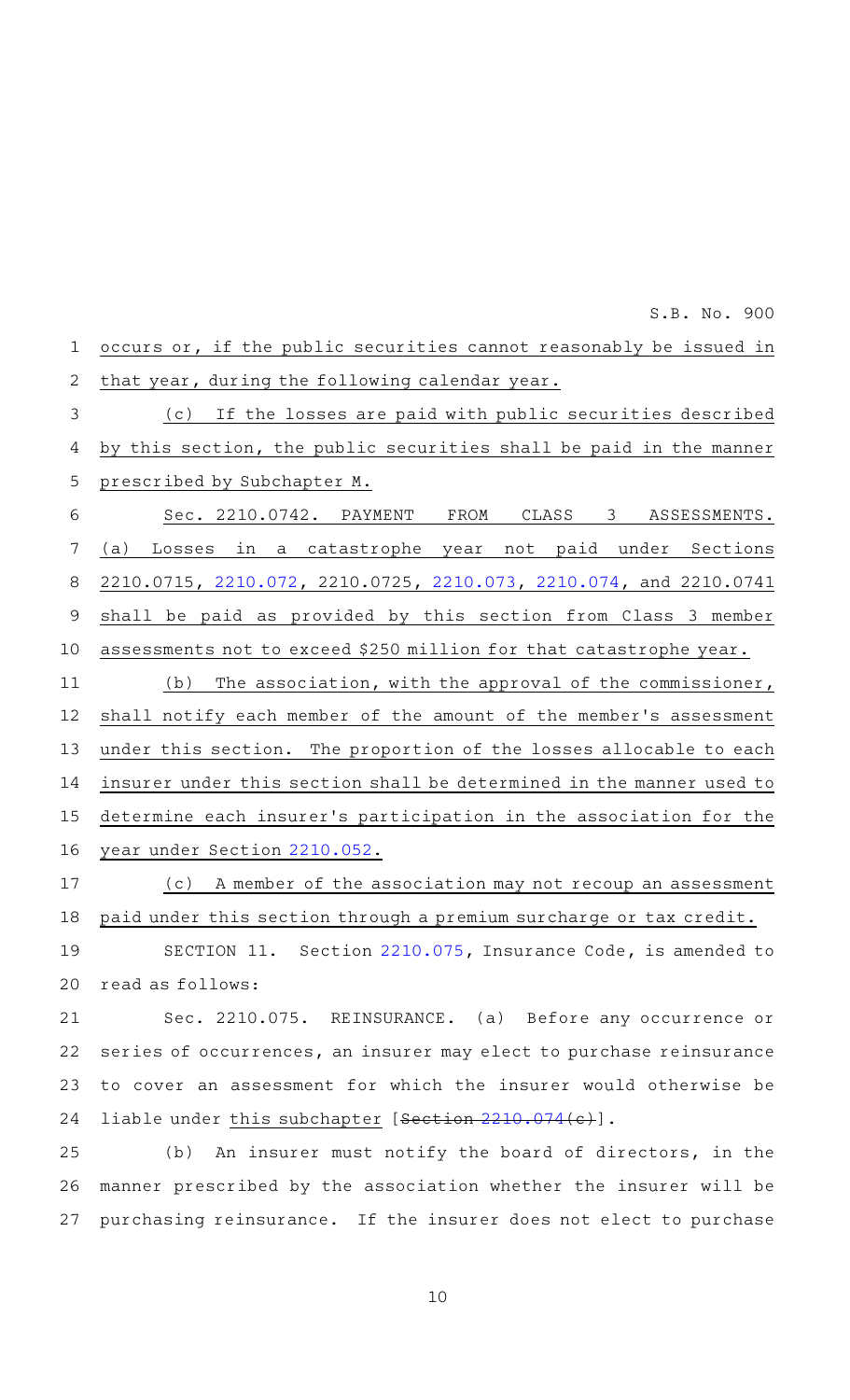occurs or, if the public securities cannot reasonably be issued in that year, during the following calendar year.

(c) If the losses are paid with public securities described by this section, the public securities shall be paid in the manner prescribed by Subchapter M.

Sec. 2210.0742. PAYMENT FROM CLASS 3 ASSESSMENTS. (a) Losses in a catastrophe year not paid under Sections 2210.0715, 2210.072, 2210.0725, 2210.073, 2210.074, and 2210.0741 shall be paid as provided by this section from Class 3 member assessments not to exceed $250 million for that catastrophe year.

(b) The association, with the approval of the commissioner, shall notify each member of the amount of the member's assessment under this section. The proportion of the losses allocable to each insurer under this section shall be determined in the manner used to determine each insurer's participation in the association for the year under Section 2210.052.

(c) A member of the association may not recoup an assessment paid under this section through a premium surcharge or tax credit.

SECTION 11. Section 2210.075, Insurance Code, is amended to read as follows:

Sec. 2210.075. REINSURANCE. (a) Before any occurrence or series of occurrences, an insurer may elect to purchase reinsurance to cover an assessment for which the insurer would otherwise be liable under this subchapter [~~Section 2210.074(c)~~].

(b) An insurer must notify the board of directors, in the manner prescribed by the association whether the insurer will be purchasing reinsurance. If the insurer does not elect to purchase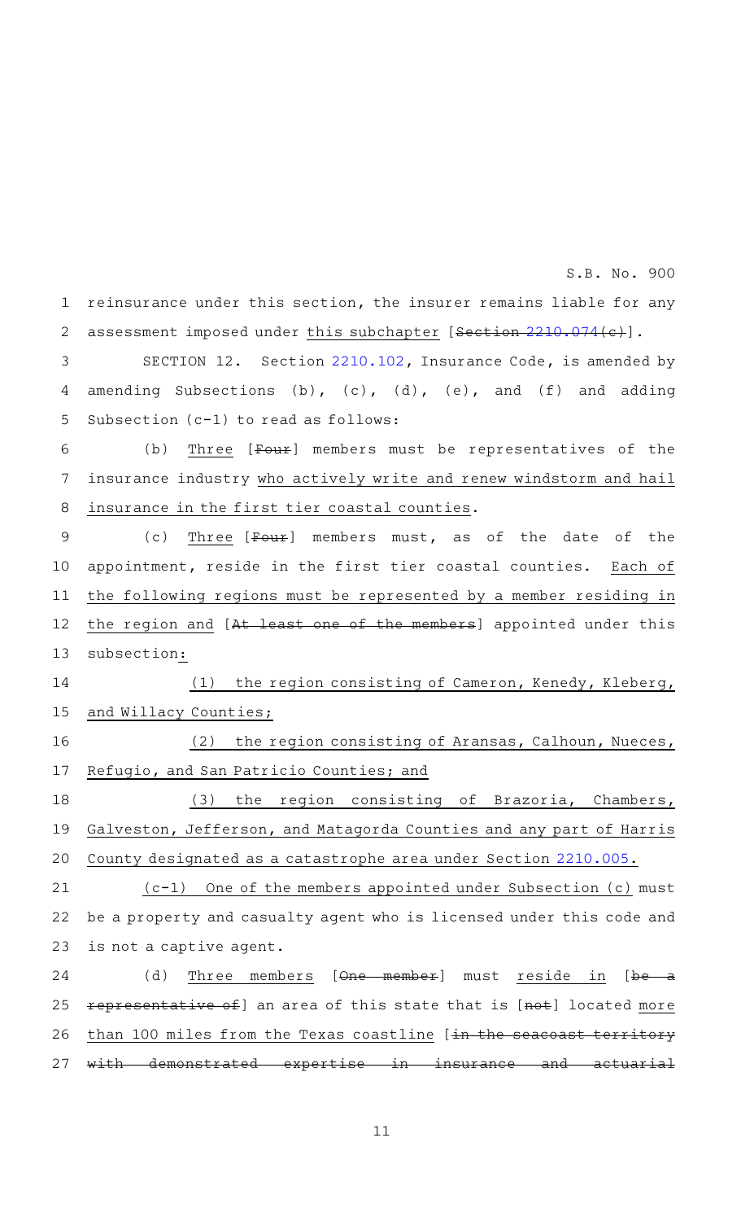reinsurance under this section, the insurer remains liable for any assessment imposed under this subchapter [Section 2210.074(c)].

SECTION 12. Section 2210.102, Insurance Code, is amended by amending Subsections (b), (c), (d), (e), and (f) and adding Subsection (c-1) to read as follows:

(b) Three [Four] members must be representatives of the insurance industry who actively write and renew windstorm and hail insurance in the first tier coastal counties.

(c) Three [Four] members must, as of the date of the appointment, reside in the first tier coastal counties. Each of the following regions must be represented by a member residing in the region and [At least one of the members] appointed under this subsection:

(1) the region consisting of Cameron, Kenedy, Kleberg, and Willacy Counties;

(2) the region consisting of Aransas, Calhoun, Nueces, Refugio, and San Patricio Counties; and

(3) the region consisting of Brazoria, Chambers, Galveston, Jefferson, and Matagorda Counties and any part of Harris County designated as a catastrophe area under Section 2210.005.

(c-1) One of the members appointed under Subsection (c) must be a property and casualty agent who is licensed under this code and is not a captive agent.

(d) Three members [One member] must reside in [be a representative of] an area of this state that is [not] located more than 100 miles from the Texas coastline [in the seacoast territory with demonstrated expertise in insurance and actuarial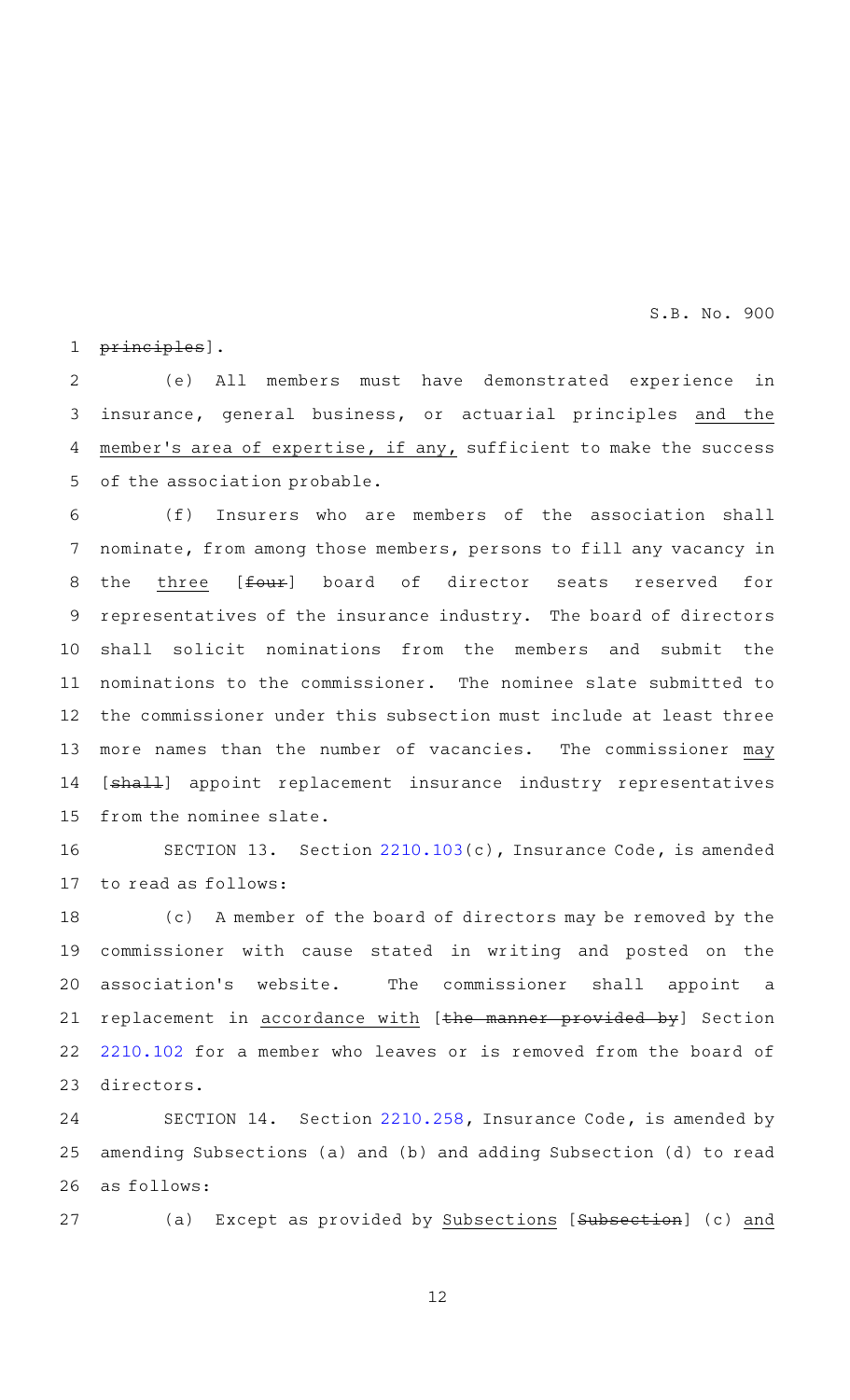principles].

(e) All members must have demonstrated experience in insurance, general business, or actuarial principles and the member's area of expertise, if any, sufficient to make the success of the association probable.

(f) Insurers who are members of the association shall nominate, from among those members, persons to fill any vacancy in the three [four] board of director seats reserved for representatives of the insurance industry. The board of directors shall solicit nominations from the members and submit the nominations to the commissioner. The nominee slate submitted to the commissioner under this subsection must include at least three more names than the number of vacancies. The commissioner may [shall] appoint replacement insurance industry representatives from the nominee slate.

SECTION 13. Section 2210.103(c), Insurance Code, is amended to read as follows:

(c) A member of the board of directors may be removed by the commissioner with cause stated in writing and posted on the association's website. The commissioner shall appoint a replacement in accordance with [the manner provided by] Section 2210.102 for a member who leaves or is removed from the board of directors.

SECTION 14. Section 2210.258, Insurance Code, is amended by amending Subsections (a) and (b) and adding Subsection (d) to read as follows:

(a) Except as provided by Subsections [Subsection] (c) and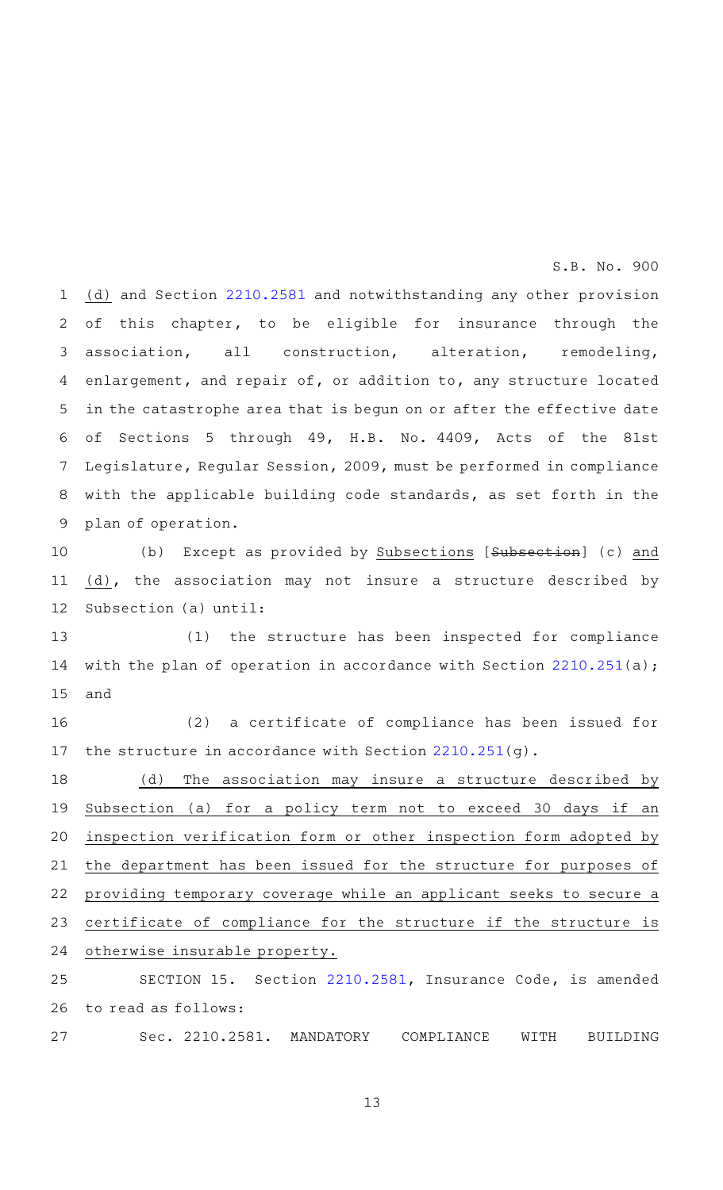(d) and Section 2210.2581 and notwithstanding any other provision of this chapter, to be eligible for insurance through the association, all construction, alteration, remodeling, enlargement, and repair of, or addition to, any structure located in the catastrophe area that is begun on or after the effective date of Sections 5 through 49, H.B. No. 4409, Acts of the 81st Legislature, Regular Session, 2009, must be performed in compliance with the applicable building code standards, as set forth in the plan of operation.

(b) Except as provided by Subsections [~~Subsection~~] (c) and (d), the association may not insure a structure described by Subsection (a) until:

(1) the structure has been inspected for compliance with the plan of operation in accordance with Section 2210.251(a); and

(2) a certificate of compliance has been issued for the structure in accordance with Section 2210.251(g).

(d) The association may insure a structure described by Subsection (a) for a policy term not to exceed 30 days if an inspection verification form or other inspection form adopted by the department has been issued for the structure for purposes of providing temporary coverage while an applicant seeks to secure a certificate of compliance for the structure if the structure is otherwise insurable property.

SECTION 15. Section 2210.2581, Insurance Code, is amended to read as follows:

Sec. 2210.2581. MANDATORY COMPLIANCE WITH BUILDING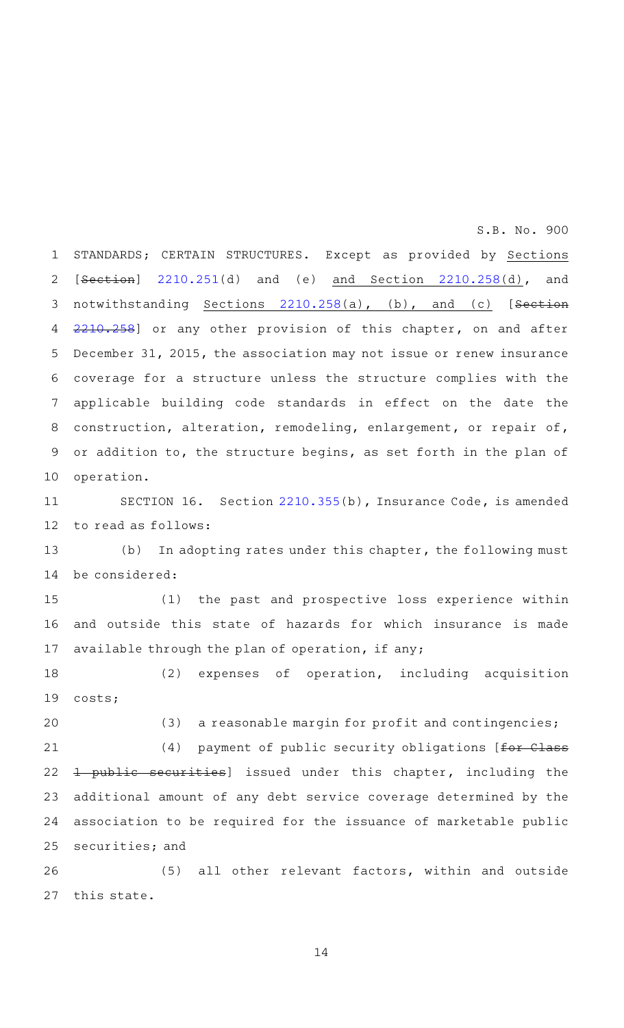STANDARDS; CERTAIN STRUCTURES. Except as provided by Sections [Section] 2210.251(d) and (e) and Section 2210.258(d), and notwithstanding Sections 2210.258(a), (b), and (c) [Section 2210.258] or any other provision of this chapter, on and after December 31, 2015, the association may not issue or renew insurance coverage for a structure unless the structure complies with the applicable building code standards in effect on the date the construction, alteration, remodeling, enlargement, or repair of, or addition to, the structure begins, as set forth in the plan of operation.

SECTION 16. Section 2210.355(b), Insurance Code, is amended to read as follows:

(b) In adopting rates under this chapter, the following must be considered:

(1) the past and prospective loss experience within and outside this state of hazards for which insurance is made available through the plan of operation, if any;

(2) expenses of operation, including acquisition costs;

(3) a reasonable margin for profit and contingencies;

(4) payment of public security obligations [for Class 1 public securities] issued under this chapter, including the additional amount of any debt service coverage determined by the association to be required for the issuance of marketable public securities; and

(5) all other relevant factors, within and outside this state.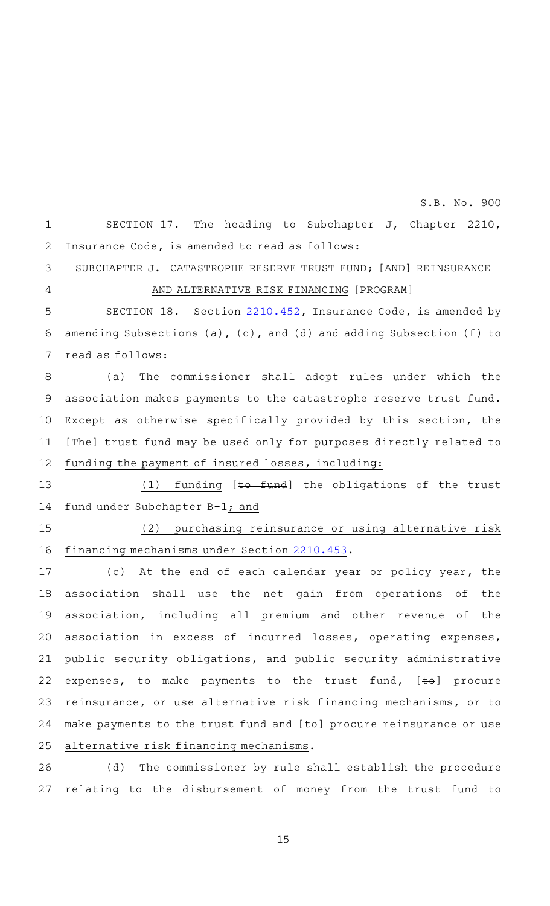SECTION 17. The heading to Subchapter J, Chapter 2210, Insurance Code, is amended to read as follows:

SUBCHAPTER J. CATASTROPHE RESERVE TRUST FUND; [~~AND~~] REINSURANCE AND ALTERNATIVE RISK FINANCING [~~PROGRAM~~]

SECTION 18. Section 2210.452, Insurance Code, is amended by amending Subsections (a), (c), and (d) and adding Subsection (f) to read as follows:

(a) The commissioner shall adopt rules under which the association makes payments to the catastrophe reserve trust fund. Except as otherwise specifically provided by this section, the [~~The~~] trust fund may be used only for purposes directly related to funding the payment of insured losses, including:

(1) funding [~~to fund~~] the obligations of the trust fund under Subchapter B-1; and

(2) purchasing reinsurance or using alternative risk financing mechanisms under Section 2210.453.

(c) At the end of each calendar year or policy year, the association shall use the net gain from operations of the association, including all premium and other revenue of the association in excess of incurred losses, operating expenses, public security obligations, and public security administrative expenses, to make payments to the trust fund, [~~to~~] procure reinsurance, or use alternative risk financing mechanisms, or to make payments to the trust fund and [~~to~~] procure reinsurance or use alternative risk financing mechanisms.

(d) The commissioner by rule shall establish the procedure relating to the disbursement of money from the trust fund to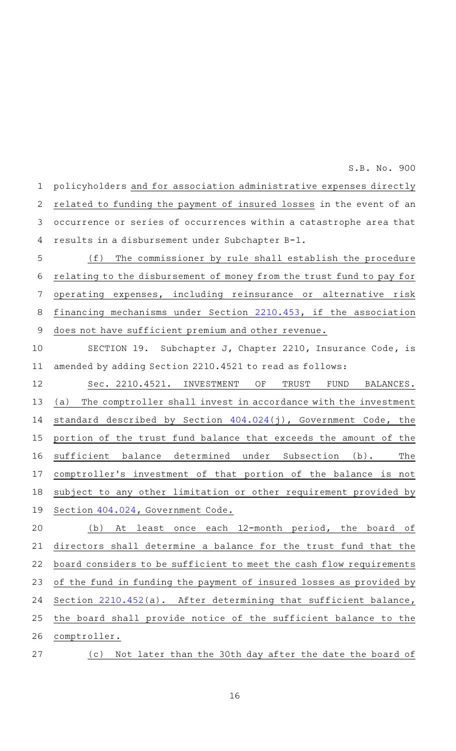policyholders and for association administrative expenses directly related to funding the payment of insured losses in the event of an occurrence or series of occurrences within a catastrophe area that results in a disbursement under Subchapter B-1.

(f) The commissioner by rule shall establish the procedure relating to the disbursement of money from the trust fund to pay for operating expenses, including reinsurance or alternative risk financing mechanisms under Section 2210.453, if the association does not have sufficient premium and other revenue.

SECTION 19. Subchapter J, Chapter 2210, Insurance Code, is amended by adding Section 2210.4521 to read as follows:

Sec. 2210.4521. INVESTMENT OF TRUST FUND BALANCES. (a) The comptroller shall invest in accordance with the investment standard described by Section 404.024(j), Government Code, the portion of the trust fund balance that exceeds the amount of the sufficient balance determined under Subsection (b). The comptroller's investment of that portion of the balance is not subject to any other limitation or other requirement provided by Section 404.024, Government Code.

(b) At least once each 12-month period, the board of directors shall determine a balance for the trust fund that the board considers to be sufficient to meet the cash flow requirements of the fund in funding the payment of insured losses as provided by Section 2210.452(a). After determining that sufficient balance, the board shall provide notice of the sufficient balance to the comptroller.

(c) Not later than the 30th day after the date the board of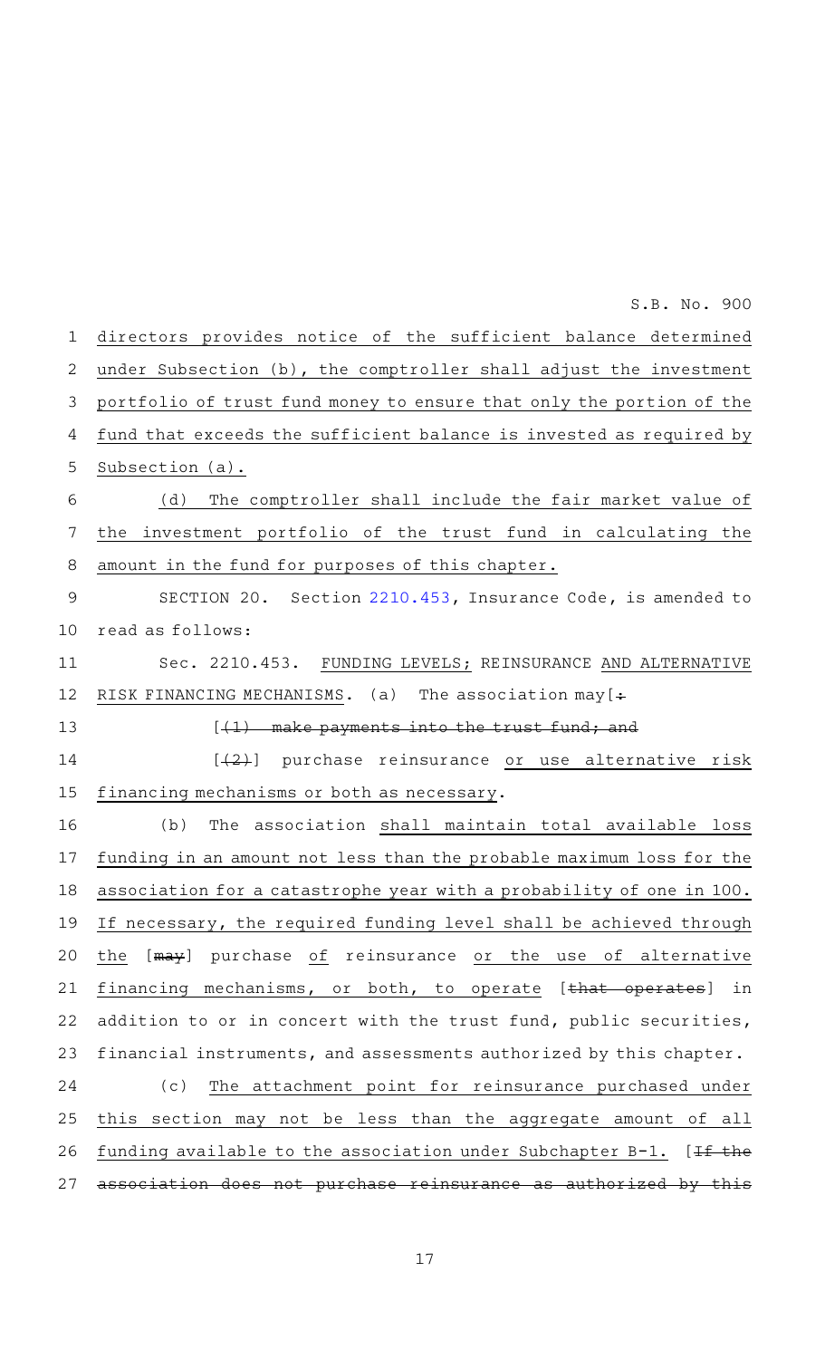directors provides notice of the sufficient balance determined under Subsection (b), the comptroller shall adjust the investment portfolio of trust fund money to ensure that only the portion of the fund that exceeds the sufficient balance is invested as required by Subsection (a).

(d) The comptroller shall include the fair market value of the investment portfolio of the trust fund in calculating the amount in the fund for purposes of this chapter.

SECTION 20. Section 2210.453, Insurance Code, is amended to read as follows:

Sec. 2210.453. FUNDING LEVELS; REINSURANCE AND ALTERNATIVE RISK FINANCING MECHANISMS. (a) The association may[:

[(1) make payments into the trust fund; and

[(2)] purchase reinsurance or use alternative risk financing mechanisms or both as necessary.

(b) The association shall maintain total available loss funding in an amount not less than the probable maximum loss for the association for a catastrophe year with a probability of one in 100. If necessary, the required funding level shall be achieved through the [may] purchase of reinsurance or the use of alternative financing mechanisms, or both, to operate [that operates] in addition to or in concert with the trust fund, public securities, financial instruments, and assessments authorized by this chapter.

(c) The attachment point for reinsurance purchased under this section may not be less than the aggregate amount of all funding available to the association under Subchapter B-1. [If the association does not purchase reinsurance as authorized by this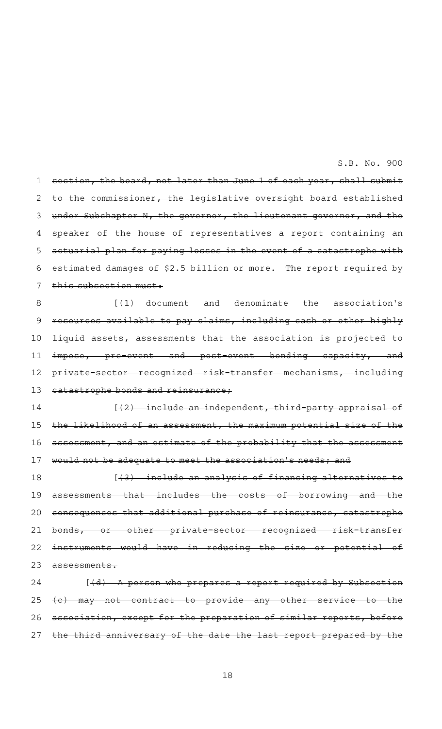~~section, the board, not later than June 1 of each year, shall submit to the commissioner, the legislative oversight board established under Subchapter N, the governor, the lieutenant governor, and the speaker of the house of representatives a report containing an actuarial plan for paying losses in the event of a catastrophe with estimated damages of $2.5 billion or more. The report required by this subsection must:~~

[~~(1) document and denominate the association's resources available to pay claims, including cash or other highly liquid assets, assessments that the association is projected to impose, pre-event and post-event bonding capacity, and private-sector recognized risk-transfer mechanisms, including catastrophe bonds and reinsurance;~~

[~~(2) include an independent, third-party appraisal of the likelihood of an assessment, the maximum potential size of the assessment, and an estimate of the probability that the assessment would not be adequate to meet the association's needs; and~~

[~~(3) include an analysis of financing alternatives to assessments that includes the costs of borrowing and the consequences that additional purchase of reinsurance, catastrophe bonds, or other private-sector recognized risk-transfer instruments would have in reducing the size or potential of assessments.~~

[~~(d) A person who prepares a report required by Subsection (c) may not contract to provide any other service to the association, except for the preparation of similar reports, before the third anniversary of the date the last report prepared by the~~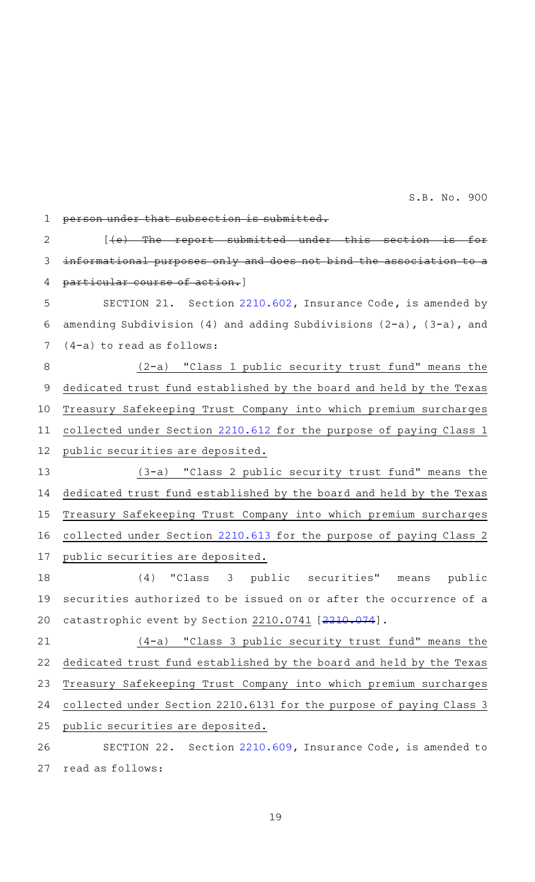~~person under that subsection is submitted.~~

[~~(e) The report submitted under this section is for informational purposes only and does not bind the association to a particular course of action.~~]

SECTION 21. Section 2210.602, Insurance Code, is amended by amending Subdivision (4) and adding Subdivisions (2-a), (3-a), and (4-a) to read as follows:

(2-a) "Class 1 public security trust fund" means the dedicated trust fund established by the board and held by the Texas Treasury Safekeeping Trust Company into which premium surcharges collected under Section 2210.612 for the purpose of paying Class 1 public securities are deposited.

(3-a) "Class 2 public security trust fund" means the dedicated trust fund established by the board and held by the Texas Treasury Safekeeping Trust Company into which premium surcharges collected under Section 2210.613 for the purpose of paying Class 2 public securities are deposited.

(4) "Class 3 public securities" means public securities authorized to be issued on or after the occurrence of a catastrophic event by Section 2210.0741 [~~2210.074~~].

(4-a) "Class 3 public security trust fund" means the dedicated trust fund established by the board and held by the Texas Treasury Safekeeping Trust Company into which premium surcharges collected under Section 2210.6131 for the purpose of paying Class 3 public securities are deposited.

SECTION 22. Section 2210.609, Insurance Code, is amended to read as follows: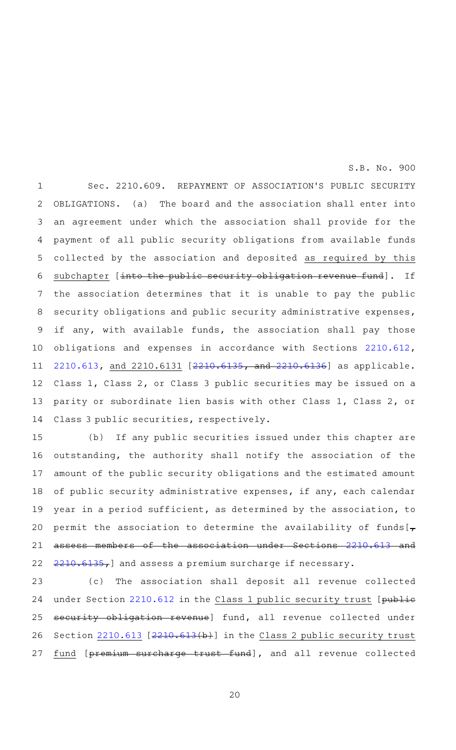Sec. 2210.609. REPAYMENT OF ASSOCIATION'S PUBLIC SECURITY OBLIGATIONS. (a) The board and the association shall enter into an agreement under which the association shall provide for the payment of all public security obligations from available funds collected by the association and deposited as required by this subchapter [~~into the public security obligation revenue fund~~]. If the association determines that it is unable to pay the public security obligations and public security administrative expenses, if any, with available funds, the association shall pay those obligations and expenses in accordance with Sections 2210.612, 2210.613, and 2210.6131 [~~2210.6135, and 2210.6136~~] as applicable. Class 1, Class 2, or Class 3 public securities may be issued on a parity or subordinate lien basis with other Class 1, Class 2, or Class 3 public securities, respectively.

(b) If any public securities issued under this chapter are outstanding, the authority shall notify the association of the amount of the public security obligations and the estimated amount of public security administrative expenses, if any, each calendar year in a period sufficient, as determined by the association, to permit the association to determine the availability of funds[~~, assess members of the association under Sections 2210.613 and 2210.6135,~~] and assess a premium surcharge if necessary.

(c) The association shall deposit all revenue collected under Section 2210.612 in the Class 1 public security trust [~~public security obligation revenue~~] fund, all revenue collected under Section 2210.613 [~~2210.613(b)~~] in the Class 2 public security trust fund [~~premium surcharge trust fund~~], and all revenue collected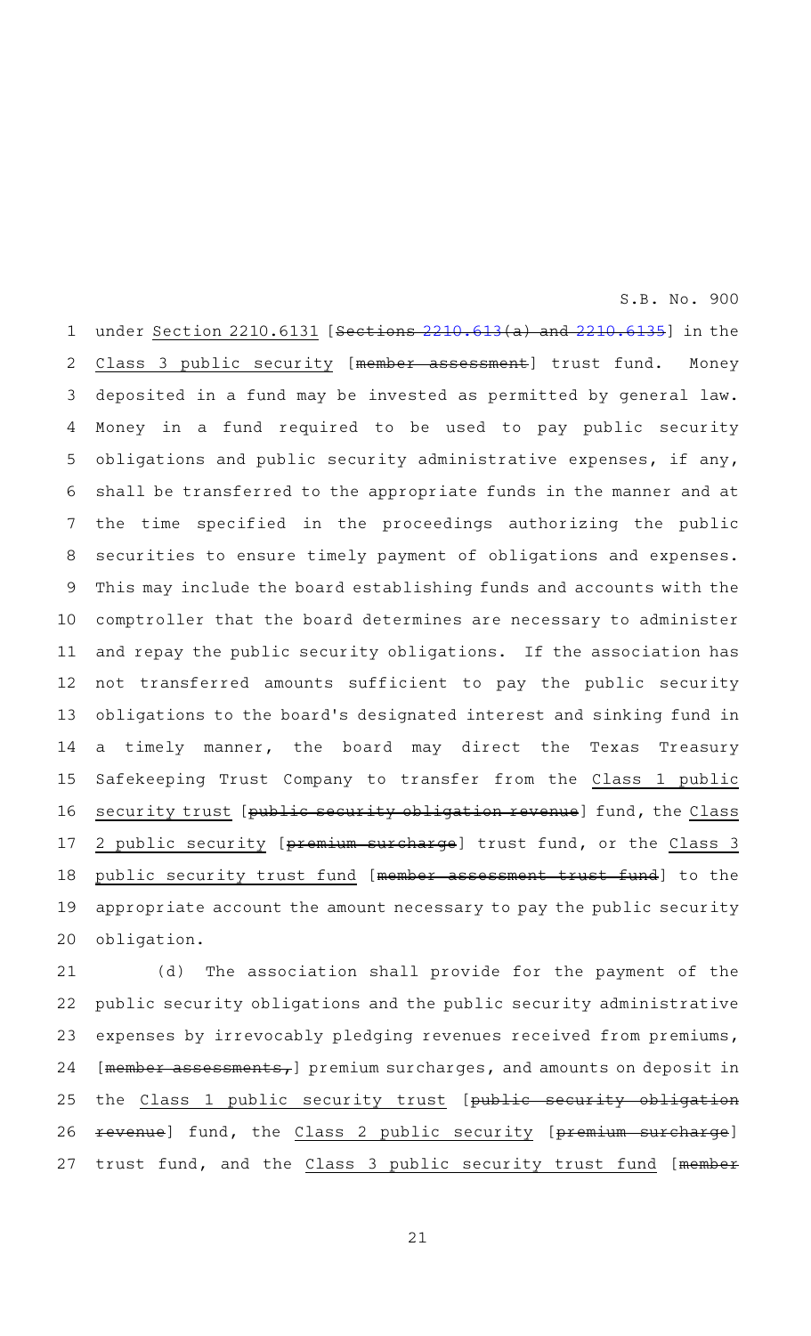under Section 2210.6131 [Sections 2210.613(a) and 2210.6135] in the Class 3 public security [member assessment] trust fund. Money deposited in a fund may be invested as permitted by general law. Money in a fund required to be used to pay public security obligations and public security administrative expenses, if any, shall be transferred to the appropriate funds in the manner and at the time specified in the proceedings authorizing the public securities to ensure timely payment of obligations and expenses. This may include the board establishing funds and accounts with the comptroller that the board determines are necessary to administer and repay the public security obligations. If the association has not transferred amounts sufficient to pay the public security obligations to the board's designated interest and sinking fund in a timely manner, the board may direct the Texas Treasury Safekeeping Trust Company to transfer from the Class 1 public security trust [public security obligation revenue] fund, the Class 2 public security [premium surcharge] trust fund, or the Class 3 public security trust fund [member assessment trust fund] to the appropriate account the amount necessary to pay the public security obligation.

(d) The association shall provide for the payment of the public security obligations and the public security administrative expenses by irrevocably pledging revenues received from premiums, [member assessments,] premium surcharges, and amounts on deposit in the Class 1 public security trust [public security obligation revenue] fund, the Class 2 public security [premium surcharge] trust fund, and the Class 3 public security trust fund [member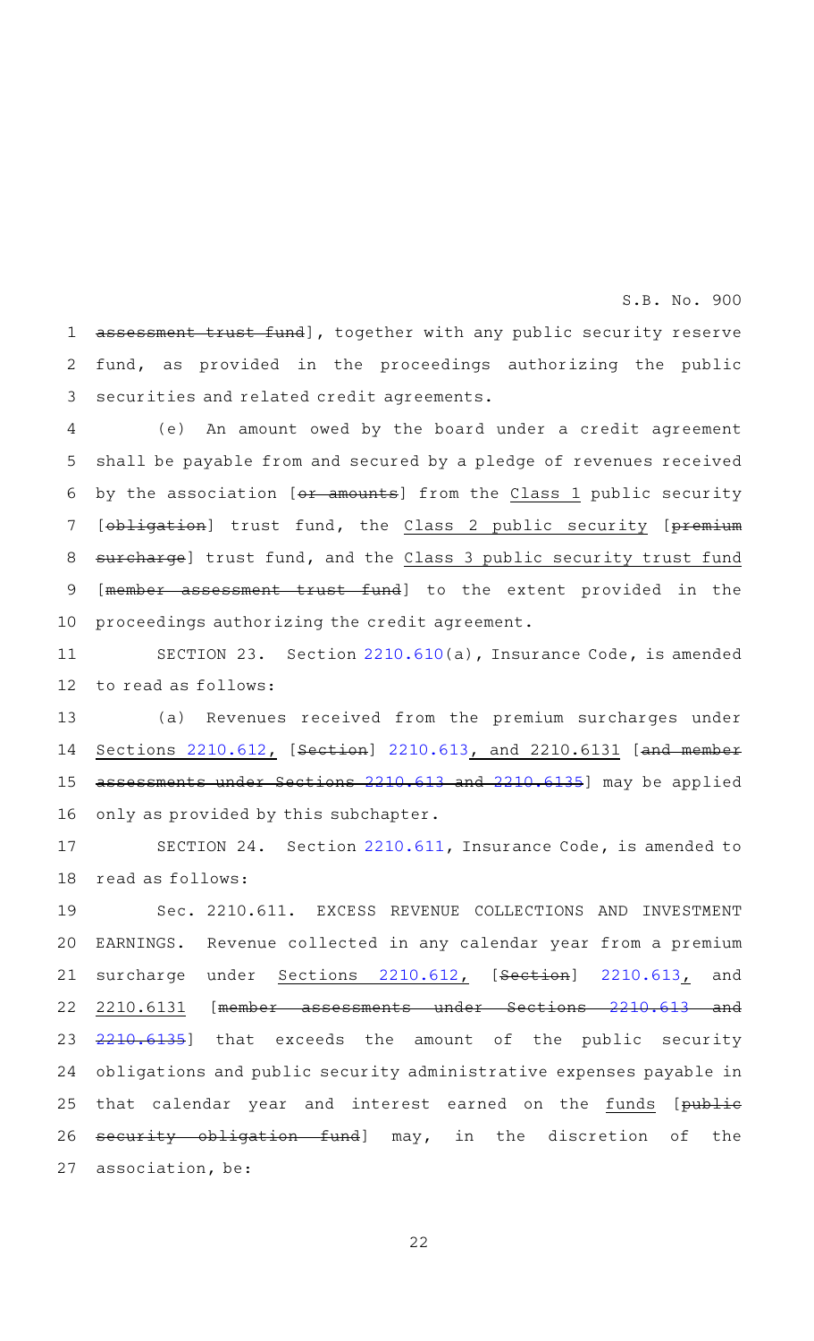assessment trust fund], together with any public security reserve fund, as provided in the proceedings authorizing the public securities and related credit agreements.

(e) An amount owed by the board under a credit agreement shall be payable from and secured by a pledge of revenues received by the association [~~or amounts~~] from the Class 1 public security [~~obligation~~] trust fund, the Class 2 public security [~~premium surcharge~~] trust fund, and the Class 3 public security trust fund [~~member assessment trust fund~~] to the extent provided in the proceedings authorizing the credit agreement.

SECTION 23. Section 2210.610(a), Insurance Code, is amended to read as follows:

(a) Revenues received from the premium surcharges under Sections 2210.612, [~~Section~~] 2210.613, and 2210.6131 [~~and member assessments under Sections 2210.613 and 2210.6135~~] may be applied only as provided by this subchapter.

SECTION 24. Section 2210.611, Insurance Code, is amended to read as follows:

Sec. 2210.611. EXCESS REVENUE COLLECTIONS AND INVESTMENT EARNINGS. Revenue collected in any calendar year from a premium surcharge under Sections 2210.612, [~~Section~~] 2210.613, and 2210.6131 [~~member assessments under Sections 2210.613 and 2210.6135~~] that exceeds the amount of the public security obligations and public security administrative expenses payable in that calendar year and interest earned on the funds [~~public security obligation fund~~] may, in the discretion of the association, be: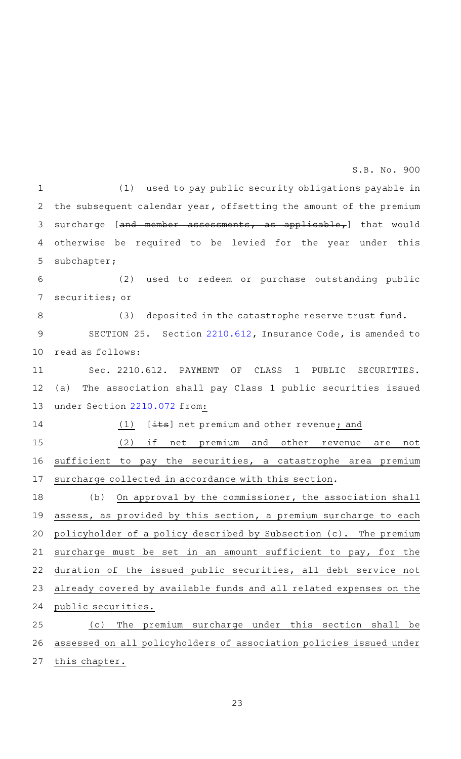(1) used to pay public security obligations payable in the subsequent calendar year, offsetting the amount of the premium surcharge [~~and member assessments, as applicable,~~] that would otherwise be required to be levied for the year under this subchapter;

(2) used to redeem or purchase outstanding public securities; or

(3) deposited in the catastrophe reserve trust fund.

SECTION 25. Section 2210.612, Insurance Code, is amended to read as follows:

Sec. 2210.612. PAYMENT OF CLASS 1 PUBLIC SECURITIES. (a) The association shall pay Class 1 public securities issued under Section 2210.072 from:

(1) [~~its~~] net premium and other revenue; and

(2) if net premium and other revenue are not sufficient to pay the securities, a catastrophe area premium surcharge collected in accordance with this section.

(b) On approval by the commissioner, the association shall assess, as provided by this section, a premium surcharge to each policyholder of a policy described by Subsection (c). The premium surcharge must be set in an amount sufficient to pay, for the duration of the issued public securities, all debt service not already covered by available funds and all related expenses on the public securities.

(c) The premium surcharge under this section shall be assessed on all policyholders of association policies issued under this chapter.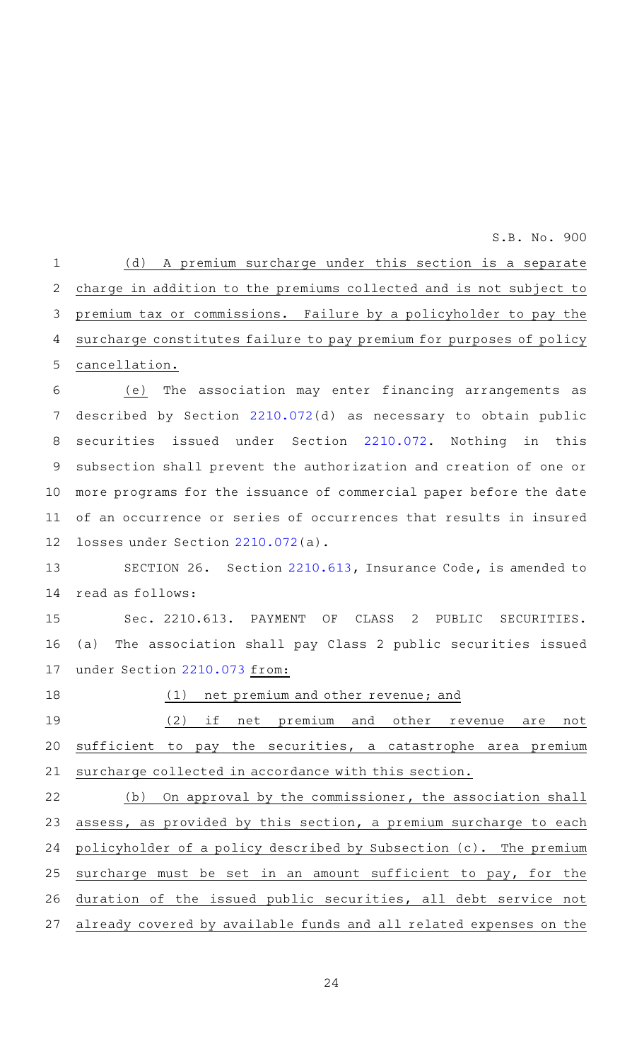(d) A premium surcharge under this section is a separate charge in addition to the premiums collected and is not subject to premium tax or commissions. Failure by a policyholder to pay the surcharge constitutes failure to pay premium for purposes of policy cancellation.

(e) The association may enter financing arrangements as described by Section 2210.072(d) as necessary to obtain public securities issued under Section 2210.072. Nothing in this subsection shall prevent the authorization and creation of one or more programs for the issuance of commercial paper before the date of an occurrence or series of occurrences that results in insured losses under Section 2210.072(a).

SECTION 26. Section 2210.613, Insurance Code, is amended to read as follows:

Sec. 2210.613. PAYMENT OF CLASS 2 PUBLIC SECURITIES. (a) The association shall pay Class 2 public securities issued under Section 2210.073 from:

(1) net premium and other revenue; and

(2) if net premium and other revenue are not sufficient to pay the securities, a catastrophe area premium surcharge collected in accordance with this section.

(b) On approval by the commissioner, the association shall assess, as provided by this section, a premium surcharge to each policyholder of a policy described by Subsection (c). The premium surcharge must be set in an amount sufficient to pay, for the duration of the issued public securities, all debt service not already covered by available funds and all related expenses on the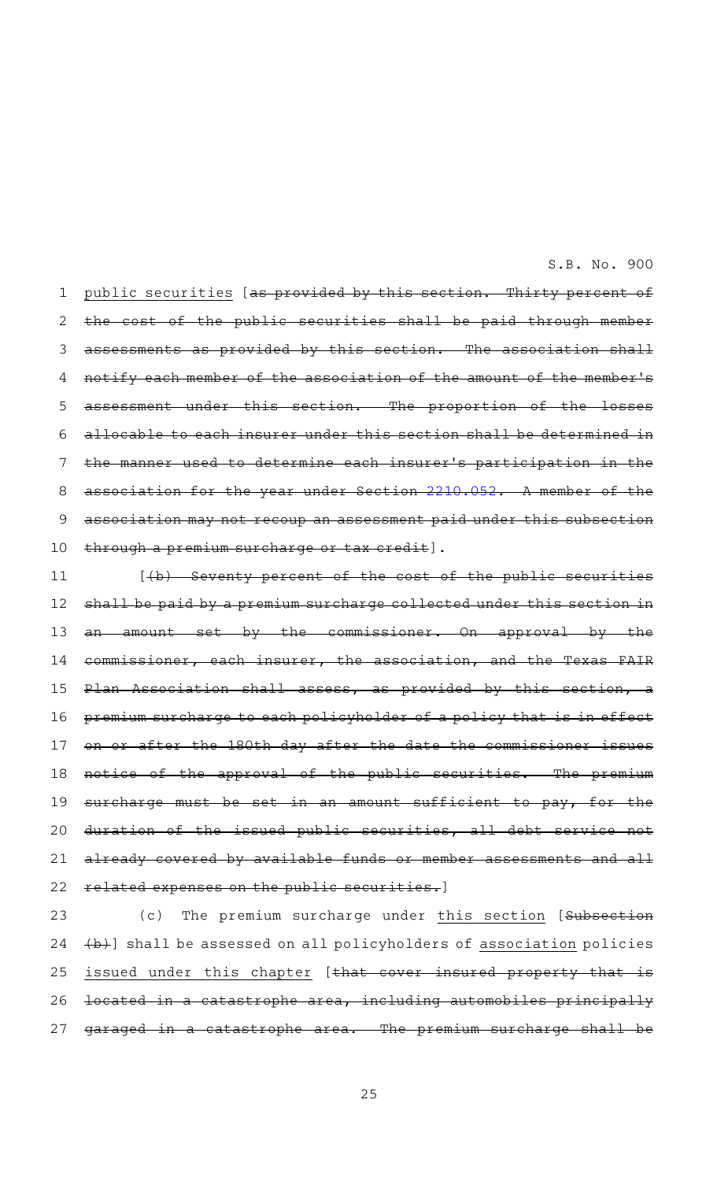public securities [~~as provided by this section. Thirty percent of the cost of the public securities shall be paid through member assessments as provided by this section. The association shall notify each member of the association of the amount of the member's assessment under this section. The proportion of the losses allocable to each insurer under this section shall be determined in the manner used to determine each insurer's participation in the association for the year under Section 2210.052. A member of the association may not recoup an assessment paid under this subsection through a premium surcharge or tax credit~~].

[~~(b) Seventy percent of the cost of the public securities shall be paid by a premium surcharge collected under this section in an amount set by the commissioner. On approval by the commissioner, each insurer, the association, and the Texas FAIR Plan Association shall assess, as provided by this section, a premium surcharge to each policyholder of a policy that is in effect on or after the 180th day after the date the commissioner issues notice of the approval of the public securities. The premium surcharge must be set in an amount sufficient to pay, for the duration of the issued public securities, all debt service not already covered by available funds or member assessments and all related expenses on the public securities.~~]

(c) The premium surcharge under this section [~~Subsection (b)~~] shall be assessed on all policyholders of association policies issued under this chapter [~~that cover insured property that is located in a catastrophe area, including automobiles principally garaged in a catastrophe area. The premium surcharge shall be~~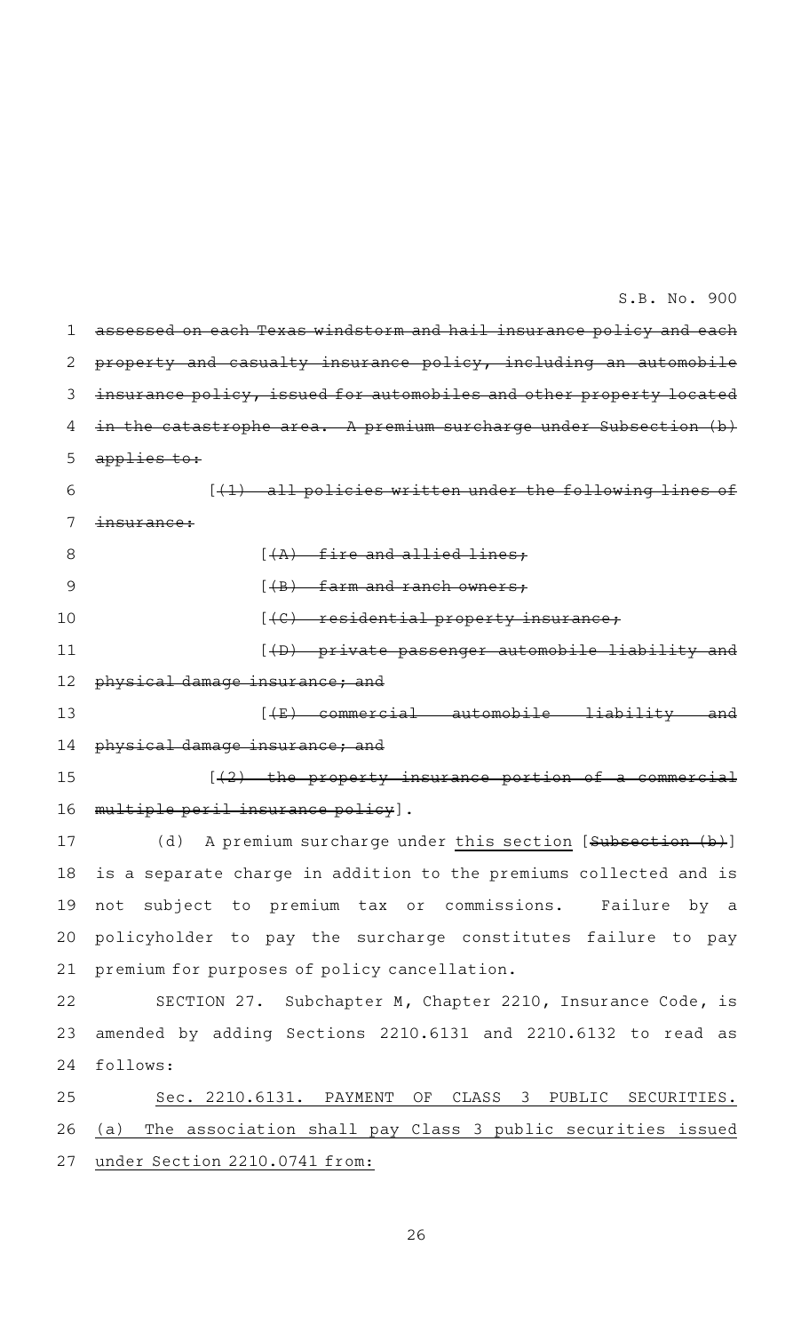~~assessed on each Texas windstorm and hail insurance policy and each property and casualty insurance policy, including an automobile insurance policy, issued for automobiles and other property located in the catastrophe area. A premium surcharge under Subsection (b) applies to:~~

[~~(1) all policies written under the following lines of insurance:~~

[~~(A) fire and allied lines;~~

[~~(B) farm and ranch owners;~~

[~~(C) residential property insurance;~~

[~~(D) private passenger automobile liability and physical damage insurance; and~~

[~~(E) commercial automobile liability and physical damage insurance; and~~

[~~(2) the property insurance portion of a commercial multiple peril insurance policy~~].

(d) A premium surcharge under this section [~~Subsection (b)~~] is a separate charge in addition to the premiums collected and is not subject to premium tax or commissions. Failure by a policyholder to pay the surcharge constitutes failure to pay premium for purposes of policy cancellation.

SECTION 27. Subchapter M, Chapter 2210, Insurance Code, is amended by adding Sections 2210.6131 and 2210.6132 to read as follows:

Sec. 2210.6131. PAYMENT OF CLASS 3 PUBLIC SECURITIES. (a) The association shall pay Class 3 public securities issued under Section 2210.0741 from: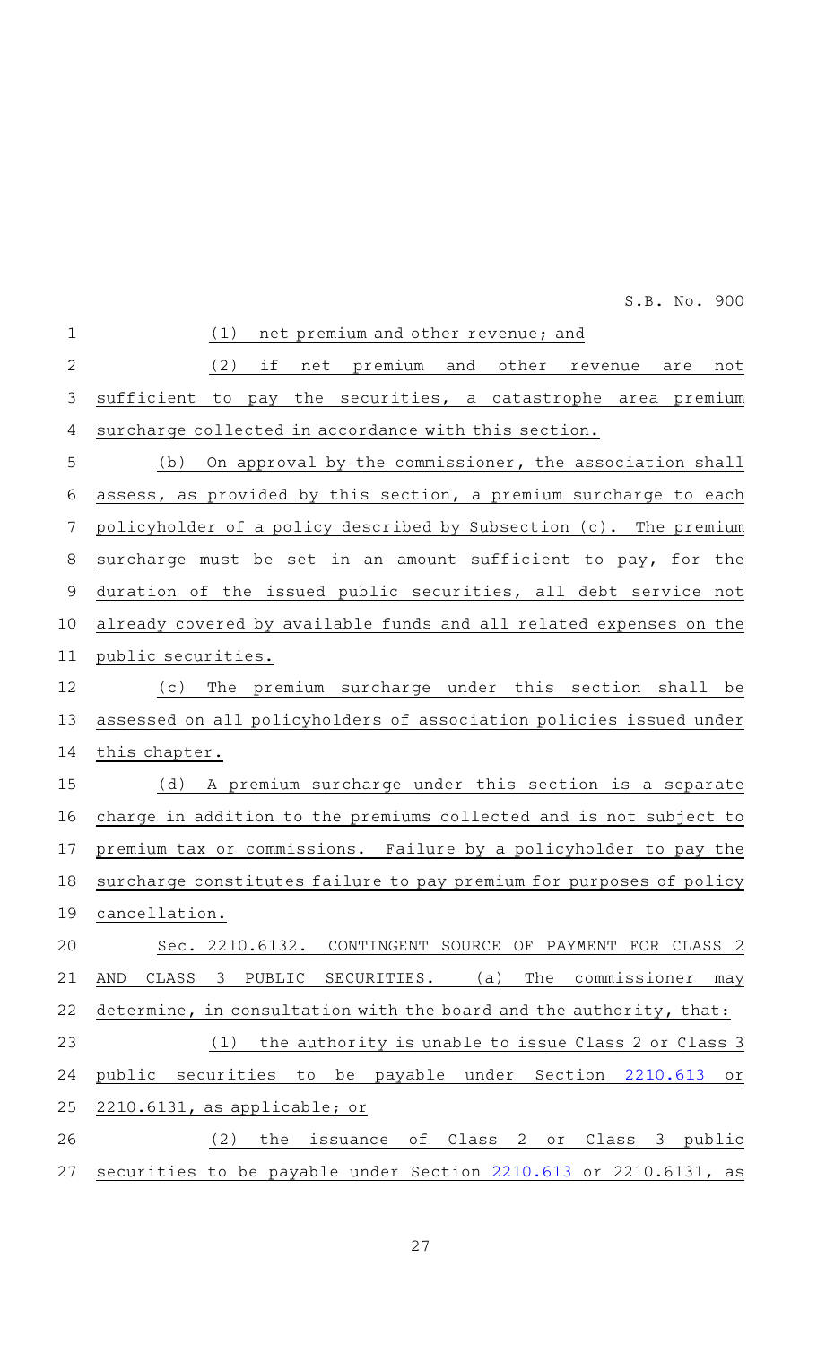(1) net premium and other revenue; and

(2) if net premium and other revenue are not sufficient to pay the securities, a catastrophe area premium surcharge collected in accordance with this section.

(b) On approval by the commissioner, the association shall assess, as provided by this section, a premium surcharge to each policyholder of a policy described by Subsection (c). The premium surcharge must be set in an amount sufficient to pay, for the duration of the issued public securities, all debt service not already covered by available funds and all related expenses on the public securities.

(c) The premium surcharge under this section shall be assessed on all policyholders of association policies issued under this chapter.

(d) A premium surcharge under this section is a separate charge in addition to the premiums collected and is not subject to premium tax or commissions. Failure by a policyholder to pay the surcharge constitutes failure to pay premium for purposes of policy cancellation.

Sec. 2210.6132. CONTINGENT SOURCE OF PAYMENT FOR CLASS 2 AND CLASS 3 PUBLIC SECURITIES. (a) The commissioner may determine, in consultation with the board and the authority, that:

(1) the authority is unable to issue Class 2 or Class 3 public securities to be payable under Section 2210.613 or 2210.6131, as applicable; or

(2) the issuance of Class 2 or Class 3 public securities to be payable under Section 2210.613 or 2210.6131, as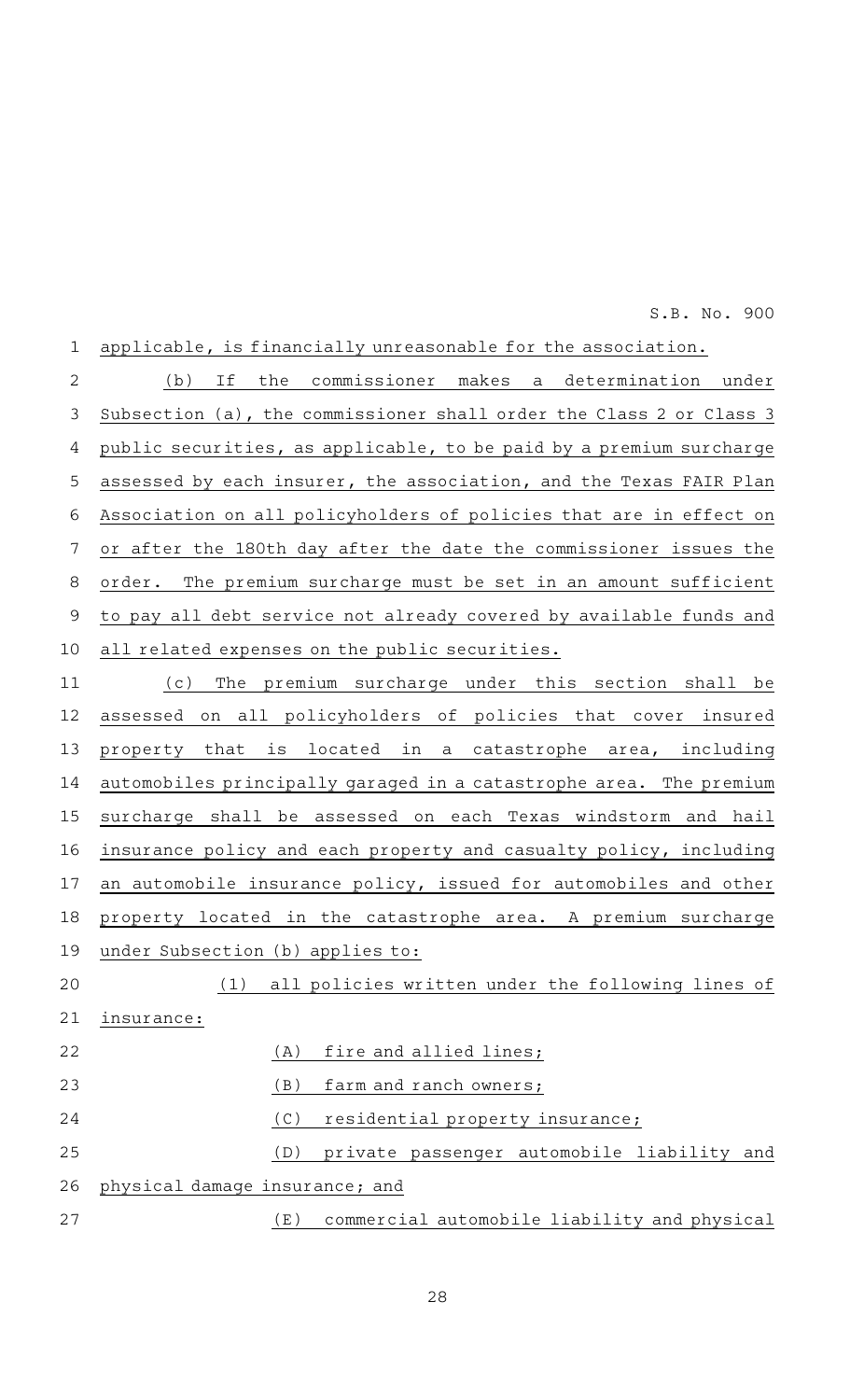applicable, is financially unreasonable for the association.

(b) If the commissioner makes a determination under Subsection (a), the commissioner shall order the Class 2 or Class 3 public securities, as applicable, to be paid by a premium surcharge assessed by each insurer, the association, and the Texas FAIR Plan Association on all policyholders of policies that are in effect on or after the 180th day after the date the commissioner issues the order. The premium surcharge must be set in an amount sufficient to pay all debt service not already covered by available funds and all related expenses on the public securities.

(c) The premium surcharge under this section shall be assessed on all policyholders of policies that cover insured property that is located in a catastrophe area, including automobiles principally garaged in a catastrophe area. The premium surcharge shall be assessed on each Texas windstorm and hail insurance policy and each property and casualty policy, including an automobile insurance policy, issued for automobiles and other property located in the catastrophe area. A premium surcharge under Subsection (b) applies to:

(1) all policies written under the following lines of insurance:

(A) fire and allied lines;

(B) farm and ranch owners;

(C) residential property insurance;

(D) private passenger automobile liability and physical damage insurance; and

(E) commercial automobile liability and physical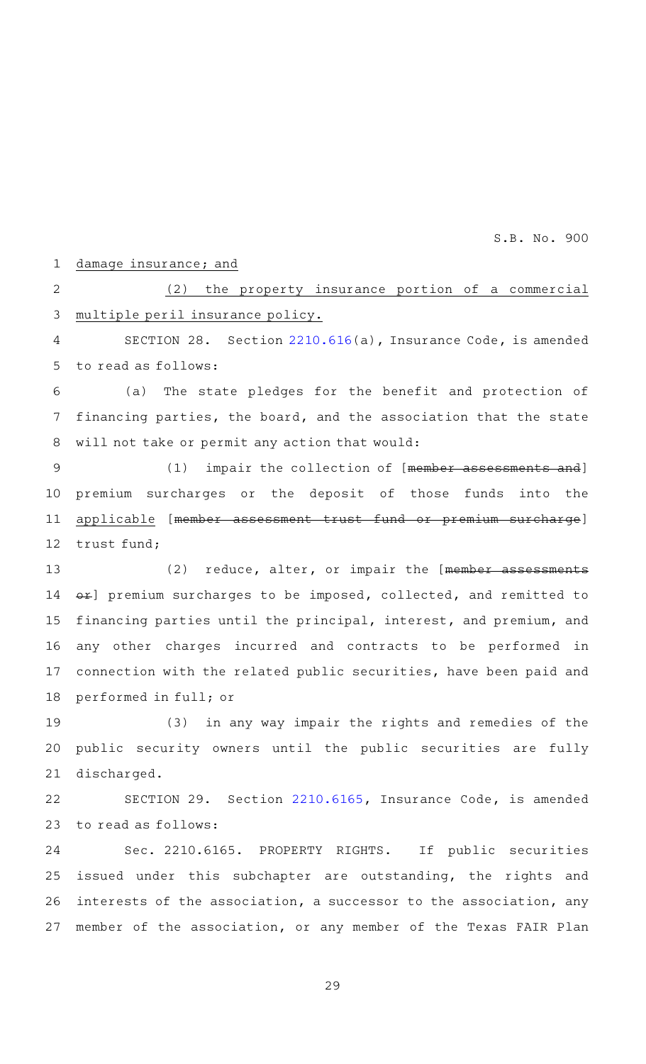damage insurance; and

(2) the property insurance portion of a commercial multiple peril insurance policy.

SECTION 28. Section 2210.616(a), Insurance Code, is amended to read as follows:

(a) The state pledges for the benefit and protection of financing parties, the board, and the association that the state will not take or permit any action that would:

(1) impair the collection of [~~member assessments and~~] premium surcharges or the deposit of those funds into the applicable [~~member assessment trust fund or premium surcharge~~] trust fund;

(2) reduce, alter, or impair the [~~member assessments or~~] premium surcharges to be imposed, collected, and remitted to financing parties until the principal, interest, and premium, and any other charges incurred and contracts to be performed in connection with the related public securities, have been paid and performed in full; or

(3) in any way impair the rights and remedies of the public security owners until the public securities are fully discharged.

SECTION 29. Section 2210.6165, Insurance Code, is amended to read as follows:

Sec. 2210.6165. PROPERTY RIGHTS. If public securities issued under this subchapter are outstanding, the rights and interests of the association, a successor to the association, any member of the association, or any member of the Texas FAIR Plan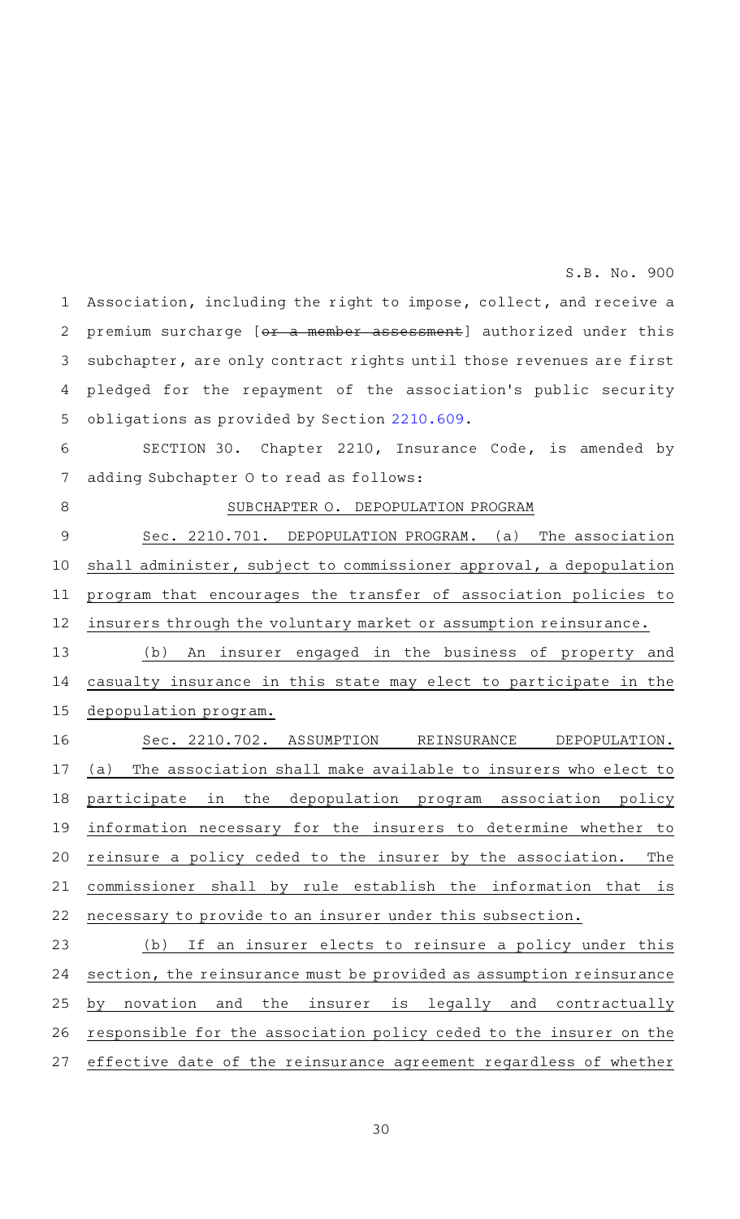Association, including the right to impose, collect, and receive a premium surcharge [~~or a member assessment~~] authorized under this subchapter, are only contract rights until those revenues are first pledged for the repayment of the association's public security obligations as provided by Section 2210.609.

SECTION 30. Chapter 2210, Insurance Code, is amended by adding Subchapter O to read as follows:

SUBCHAPTER O. DEPOPULATION PROGRAM

Sec. 2210.701. DEPOPULATION PROGRAM. (a) The association shall administer, subject to commissioner approval, a depopulation program that encourages the transfer of association policies to insurers through the voluntary market or assumption reinsurance.

(b) An insurer engaged in the business of property and casualty insurance in this state may elect to participate in the depopulation program.

Sec. 2210.702. ASSUMPTION REINSURANCE DEPOPULATION. (a) The association shall make available to insurers who elect to participate in the depopulation program association policy information necessary for the insurers to determine whether to reinsure a policy ceded to the insurer by the association. The commissioner shall by rule establish the information that is necessary to provide to an insurer under this subsection.

(b) If an insurer elects to reinsure a policy under this section, the reinsurance must be provided as assumption reinsurance by novation and the insurer is legally and contractually responsible for the association policy ceded to the insurer on the effective date of the reinsurance agreement regardless of whether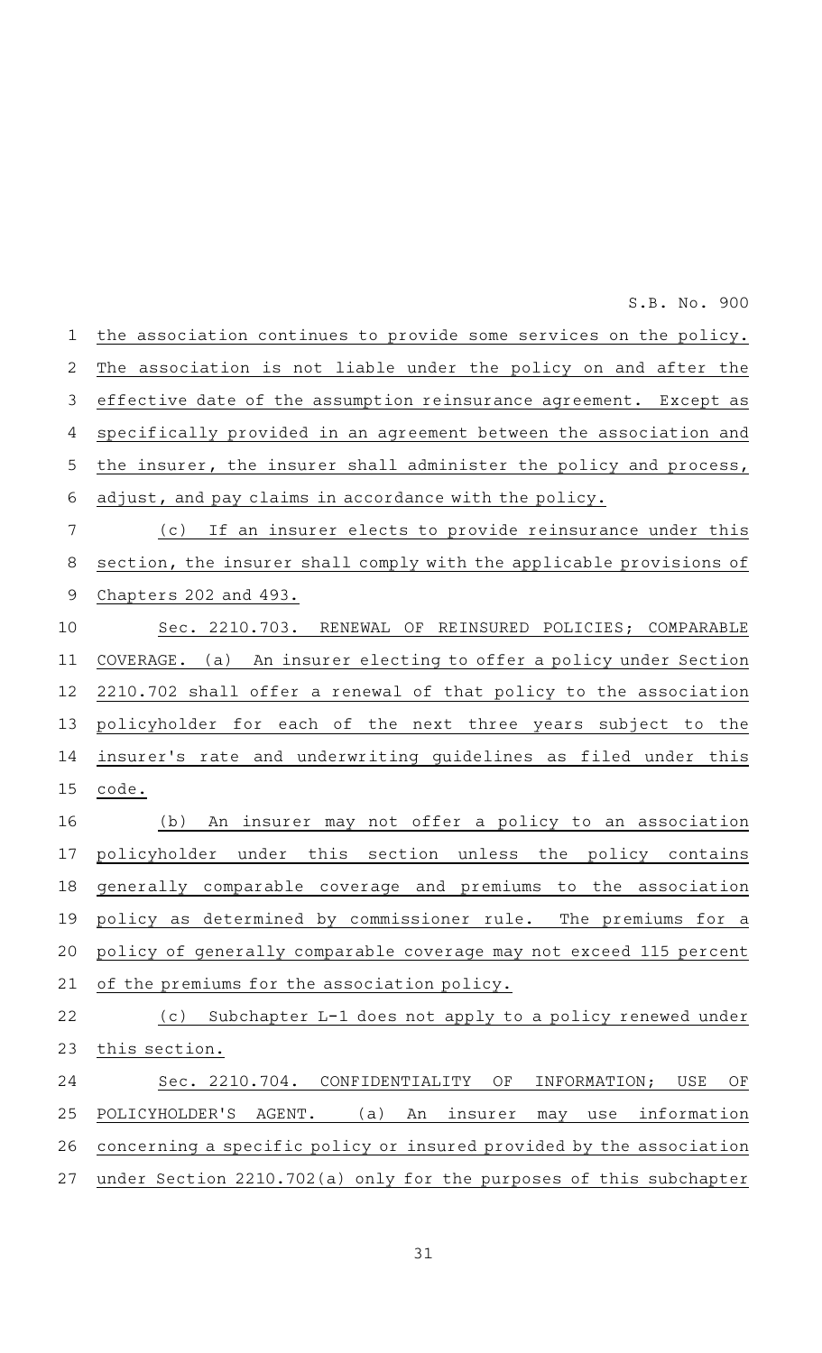the association continues to provide some services on the policy. The association is not liable under the policy on and after the effective date of the assumption reinsurance agreement. Except as specifically provided in an agreement between the association and the insurer, the insurer shall administer the policy and process, adjust, and pay claims in accordance with the policy.

(c) If an insurer elects to provide reinsurance under this section, the insurer shall comply with the applicable provisions of Chapters 202 and 493.

Sec. 2210.703. RENEWAL OF REINSURED POLICIES; COMPARABLE COVERAGE. (a) An insurer electing to offer a policy under Section 2210.702 shall offer a renewal of that policy to the association policyholder for each of the next three years subject to the insurer's rate and underwriting guidelines as filed under this code.

(b) An insurer may not offer a policy to an association policyholder under this section unless the policy contains generally comparable coverage and premiums to the association policy as determined by commissioner rule. The premiums for a policy of generally comparable coverage may not exceed 115 percent of the premiums for the association policy.

(c) Subchapter L-1 does not apply to a policy renewed under this section.

Sec. 2210.704. CONFIDENTIALITY OF INFORMATION; USE OF POLICYHOLDER'S AGENT. (a) An insurer may use information concerning a specific policy or insured provided by the association under Section 2210.702(a) only for the purposes of this subchapter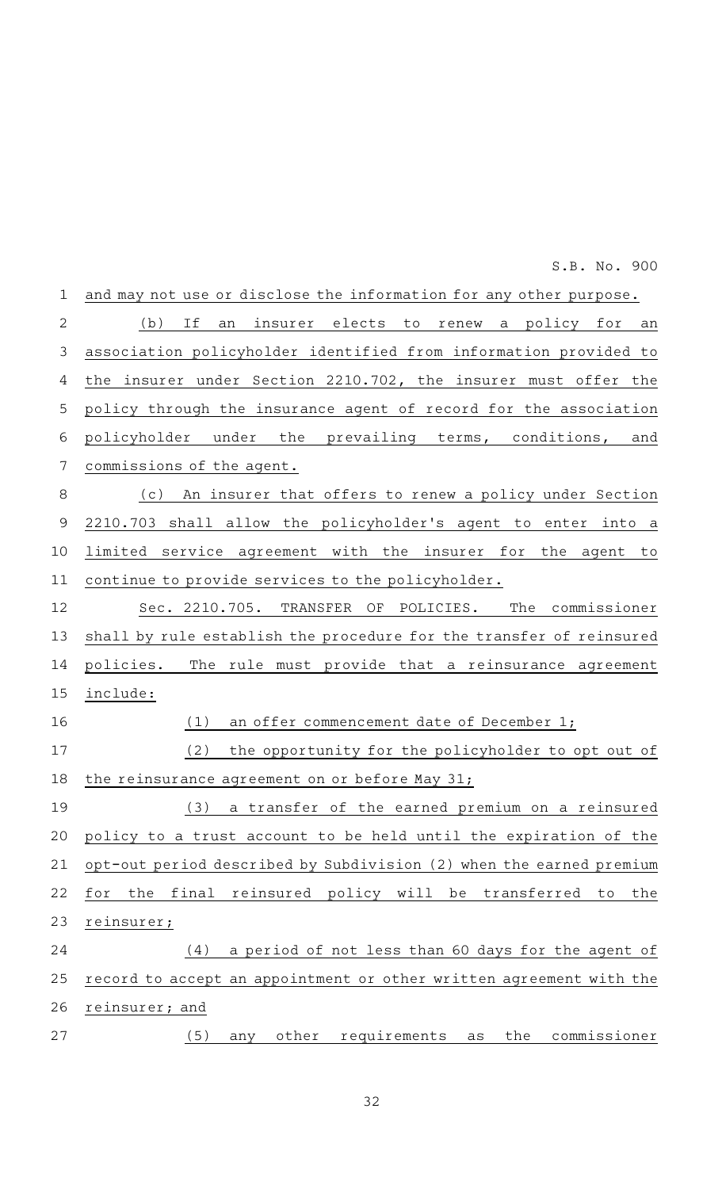and may not use or disclose the information for any other purpose.

(b) If an insurer elects to renew a policy for an association policyholder identified from information provided to the insurer under Section 2210.702, the insurer must offer the policy through the insurance agent of record for the association policyholder under the prevailing terms, conditions, and commissions of the agent.

(c) An insurer that offers to renew a policy under Section 2210.703 shall allow the policyholder's agent to enter into a limited service agreement with the insurer for the agent to continue to provide services to the policyholder.

Sec. 2210.705. TRANSFER OF POLICIES. The commissioner shall by rule establish the procedure for the transfer of reinsured policies. The rule must provide that a reinsurance agreement include:

(1) an offer commencement date of December 1;

(2) the opportunity for the policyholder to opt out of the reinsurance agreement on or before May 31;

(3) a transfer of the earned premium on a reinsured policy to a trust account to be held until the expiration of the opt-out period described by Subdivision (2) when the earned premium for the final reinsured policy will be transferred to the reinsurer;

(4) a period of not less than 60 days for the agent of record to accept an appointment or other written agreement with the reinsurer; and

(5) any other requirements as the commissioner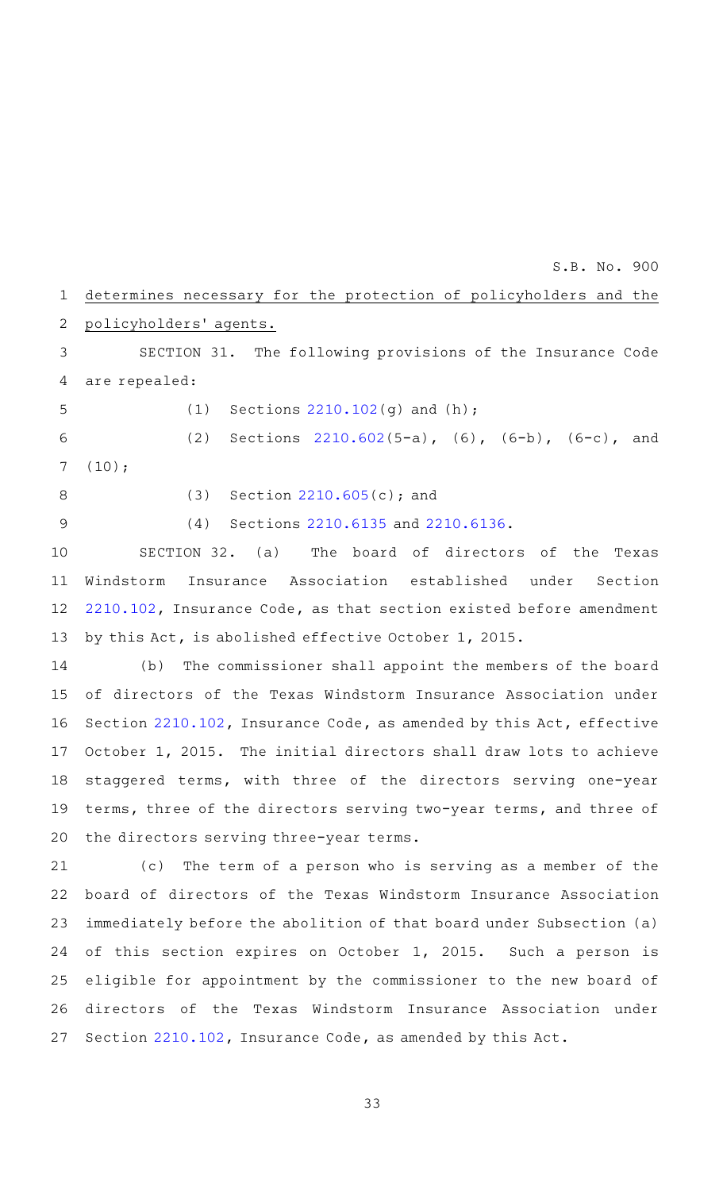determines necessary for the protection of policyholders and the policyholders' agents.

SECTION 31. The following provisions of the Insurance Code are repealed:

(1) Sections 2210.102(g) and (h);

(2) Sections 2210.602(5-a), (6), (6-b), (6-c), and (10);

(3) Section 2210.605(c); and

(4) Sections 2210.6135 and 2210.6136.

SECTION 32. (a) The board of directors of the Texas Windstorm Insurance Association established under Section 2210.102, Insurance Code, as that section existed before amendment by this Act, is abolished effective October 1, 2015.

(b) The commissioner shall appoint the members of the board of directors of the Texas Windstorm Insurance Association under Section 2210.102, Insurance Code, as amended by this Act, effective October 1, 2015. The initial directors shall draw lots to achieve staggered terms, with three of the directors serving one-year terms, three of the directors serving two-year terms, and three of the directors serving three-year terms.

(c) The term of a person who is serving as a member of the board of directors of the Texas Windstorm Insurance Association immediately before the abolition of that board under Subsection (a) of this section expires on October 1, 2015. Such a person is eligible for appointment by the commissioner to the new board of directors of the Texas Windstorm Insurance Association under Section 2210.102, Insurance Code, as amended by this Act.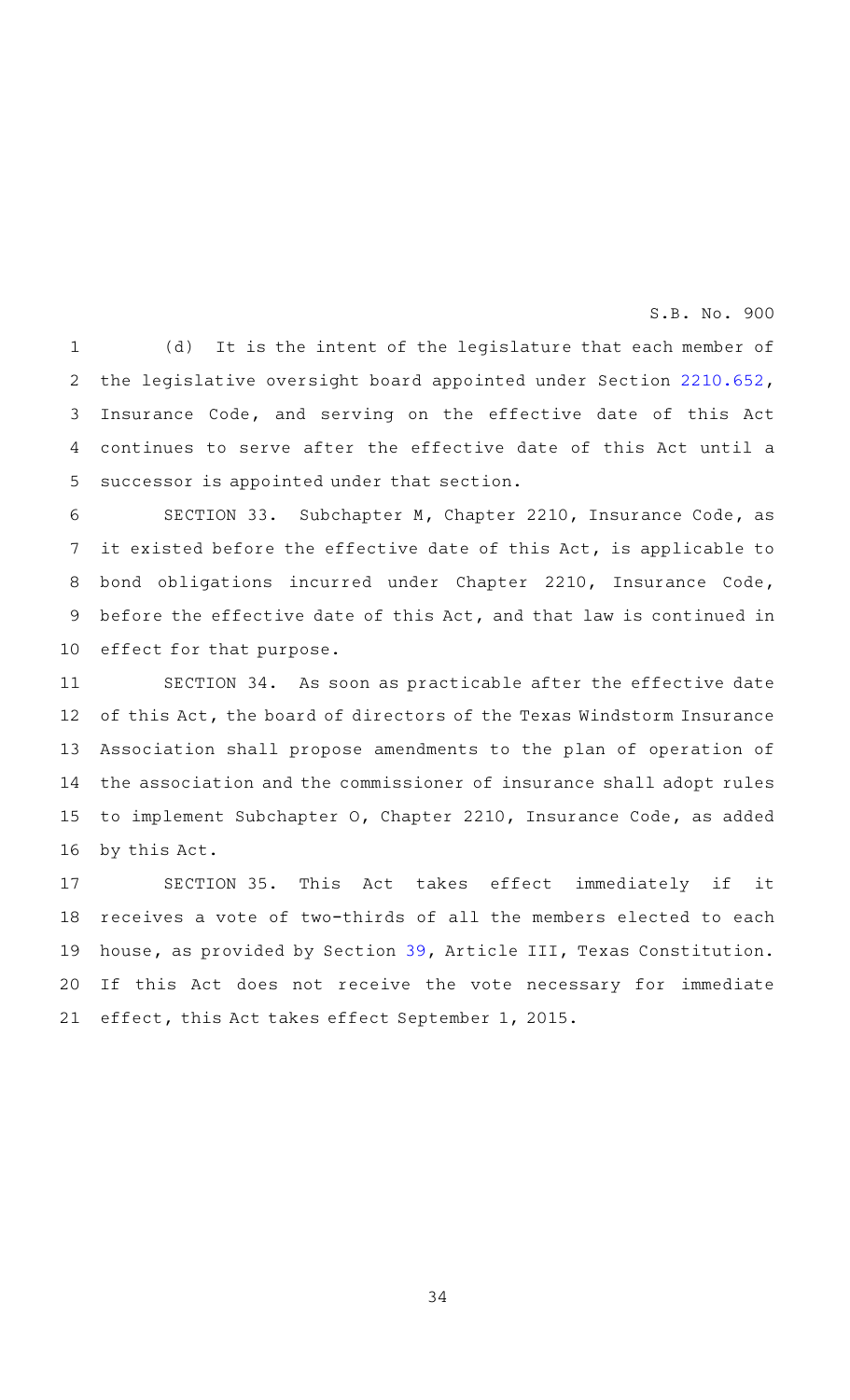(d) It is the intent of the legislature that each member of the legislative oversight board appointed under Section 2210.652, Insurance Code, and serving on the effective date of this Act continues to serve after the effective date of this Act until a successor is appointed under that section.

SECTION 33. Subchapter M, Chapter 2210, Insurance Code, as it existed before the effective date of this Act, is applicable to bond obligations incurred under Chapter 2210, Insurance Code, before the effective date of this Act, and that law is continued in effect for that purpose.

SECTION 34. As soon as practicable after the effective date of this Act, the board of directors of the Texas Windstorm Insurance Association shall propose amendments to the plan of operation of the association and the commissioner of insurance shall adopt rules to implement Subchapter O, Chapter 2210, Insurance Code, as added by this Act.

SECTION 35. This Act takes effect immediately if it receives a vote of two-thirds of all the members elected to each house, as provided by Section 39, Article III, Texas Constitution. If this Act does not receive the vote necessary for immediate effect, this Act takes effect September 1, 2015.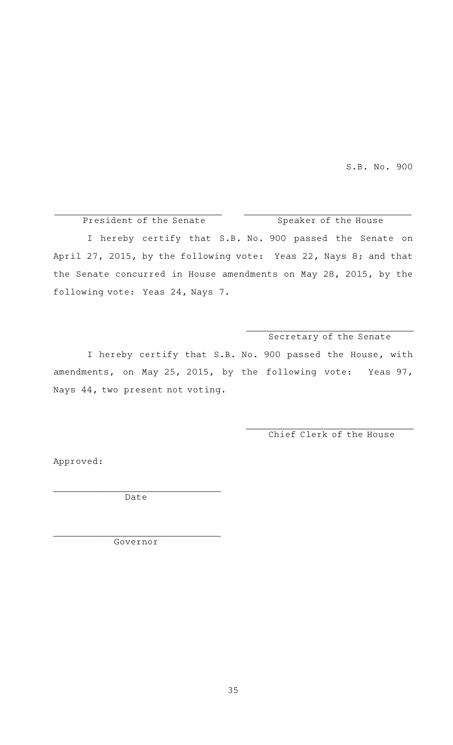S.B. No. 900

\_\_\_\_\_\_\_\_\_\_\_\_\_\_\_\_\_\_\_\_\_\_\_\_\_\_\_\_\_\_\_ \_\_\_\_\_\_\_\_\_\_\_\_\_\_\_\_\_\_\_\_\_\_\_\_\_\_\_\_\_\_\_

President of the Senate Speaker of the House

I hereby certify that S.B. No. 900 passed the Senate on April 27, 2015, by the following vote: Yeas 22, Nays 8; and that the Senate concurred in House amendments on May 28, 2015, by the following vote: Yeas 24, Nays 7.

\_\_\_\_\_\_\_\_\_\_\_\_\_\_\_\_\_\_\_\_\_\_\_\_\_\_\_\_\_\_\_

Secretary of the Senate

I hereby certify that S.B. No. 900 passed the House, with amendments, on May 25, 2015, by the following vote: Yeas 97, Nays 44, two present not voting.

\_\_\_\_\_\_\_\_\_\_\_\_\_\_\_\_\_\_\_\_\_\_\_\_\_\_\_\_\_\_\_

Chief Clerk of the House

Approved:

\_\_\_\_\_\_\_\_\_\_\_\_\_\_\_\_\_\_\_\_\_\_\_\_\_\_\_\_\_\_\_

Date

\_\_\_\_\_\_\_\_\_\_\_\_\_\_\_\_\_\_\_\_\_\_\_\_\_\_\_\_\_\_\_

Governor